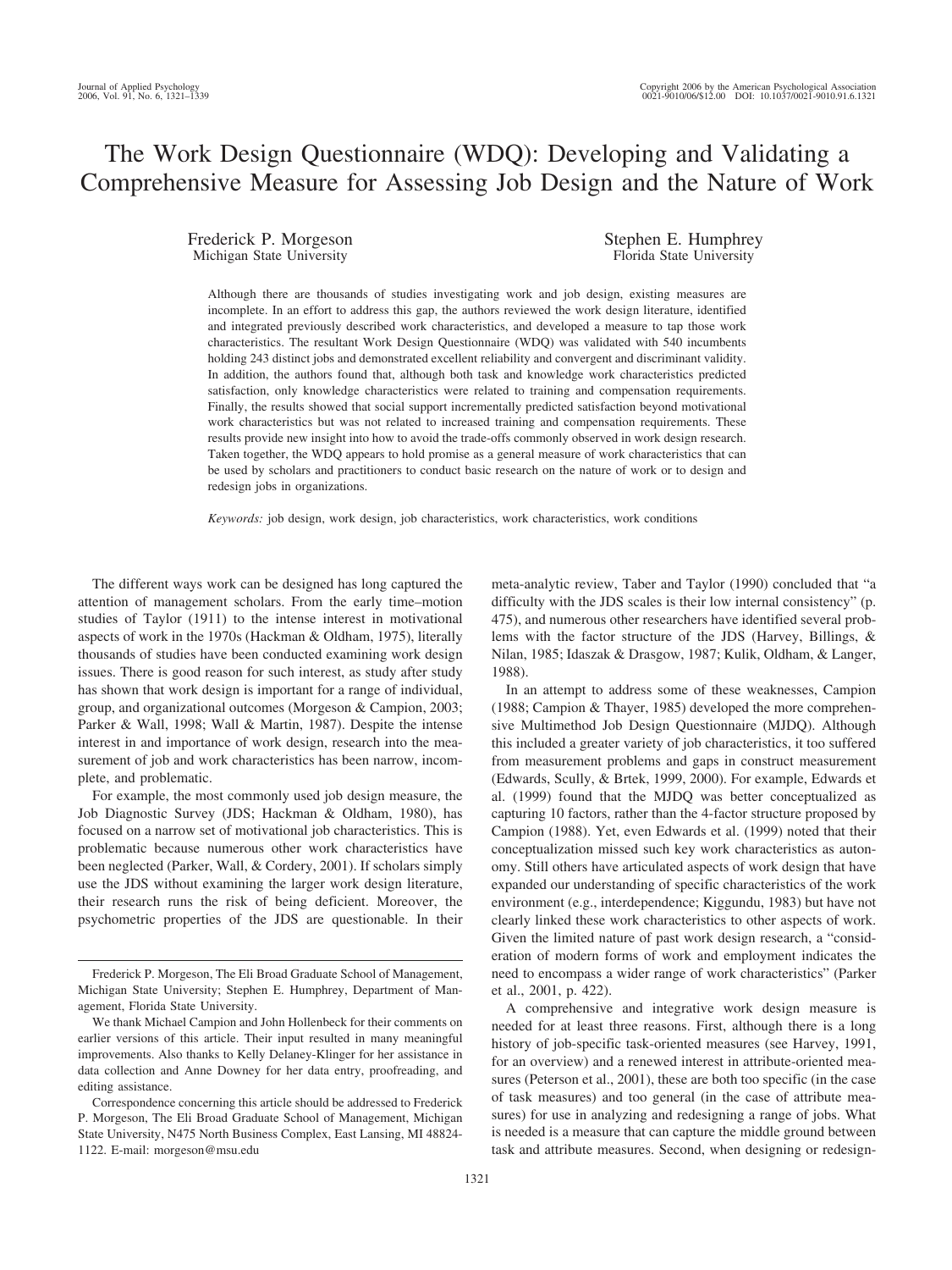# The Work Design Questionnaire (WDQ): Developing and Validating a Comprehensive Measure for Assessing Job Design and the Nature of Work

Frederick P. Morgeson
Michigan State University

Stephen E. Humphrey
Florida State University

Although there are thousands of studies investigating work and job design, existing measures are incomplete. In an effort to address this gap, the authors reviewed the work design literature, identified and integrated previously described work characteristics, and developed a measure to tap those work characteristics. The resultant Work Design Questionnaire (WDQ) was validated with 540 incumbents holding 243 distinct jobs and demonstrated excellent reliability and convergent and discriminant validity. In addition, the authors found that, although both task and knowledge work characteristics predicted satisfaction, only knowledge characteristics were related to training and compensation requirements. Finally, the results showed that social support incrementally predicted satisfaction beyond motivational work characteristics but was not related to increased training and compensation requirements. These results provide new insight into how to avoid the trade-offs commonly observed in work design research. Taken together, the WDQ appears to hold promise as a general measure of work characteristics that can be used by scholars and practitioners to conduct basic research on the nature of work or to design and redesign jobs in organizations.

*Keywords:* job design, work design, job characteristics, work characteristics, work conditions

The different ways work can be designed has long captured the attention of management scholars. From the early time–motion studies of Taylor (1911) to the intense interest in motivational aspects of work in the 1970s (Hackman & Oldham, 1975), literally thousands of studies have been conducted examining work design issues. There is good reason for such interest, as study after study has shown that work design is important for a range of individual, group, and organizational outcomes (Morgeson & Campion, 2003; Parker & Wall, 1998; Wall & Martin, 1987). Despite the intense interest in and importance of work design, research into the measurement of job and work characteristics has been narrow, incomplete, and problematic.

For example, the most commonly used job design measure, the Job Diagnostic Survey (JDS; Hackman & Oldham, 1980), has focused on a narrow set of motivational job characteristics. This is problematic because numerous other work characteristics have been neglected (Parker, Wall, & Cordery, 2001). If scholars simply use the JDS without examining the larger work design literature, their research runs the risk of being deficient. Moreover, the psychometric properties of the JDS are questionable. In their meta-analytic review, Taber and Taylor (1990) concluded that "a difficulty with the JDS scales is their low internal consistency" (p. 475), and numerous other researchers have identified several problems with the factor structure of the JDS (Harvey, Billings, & Nilan, 1985; Idaszak & Drasgow, 1987; Kulik, Oldham, & Langer, 1988).

In an attempt to address some of these weaknesses, Campion (1988; Campion & Thayer, 1985) developed the more comprehensive Multimethod Job Design Questionnaire (MJDQ). Although this included a greater variety of job characteristics, it too suffered from measurement problems and gaps in construct measurement (Edwards, Scully, & Brtek, 1999, 2000). For example, Edwards et al. (1999) found that the MJDQ was better conceptualized as capturing 10 factors, rather than the 4-factor structure proposed by Campion (1988). Yet, even Edwards et al. (1999) noted that their conceptualization missed such key work characteristics as autonomy. Still others have articulated aspects of work design that have expanded our understanding of specific characteristics of the work environment (e.g., interdependence; Kiggundu, 1983) but have not clearly linked these work characteristics to other aspects of work. Given the limited nature of past work design research, a "consideration of modern forms of work and employment indicates the need to encompass a wider range of work characteristics" (Parker et al., 2001, p. 422).

A comprehensive and integrative work design measure is needed for at least three reasons. First, although there is a long history of job-specific task-oriented measures (see Harvey, 1991, for an overview) and a renewed interest in attribute-oriented measures (Peterson et al., 2001), these are both too specific (in the case of task measures) and too general (in the case of attribute measures) for use in analyzing and redesigning a range of jobs. What is needed is a measure that can capture the middle ground between task and attribute measures. Second, when designing or redesign-

---

Frederick P. Morgeson, The Eli Broad Graduate School of Management, Michigan State University; Stephen E. Humphrey, Department of Management, Florida State University.

We thank Michael Campion and John Hollenbeck for their comments on earlier versions of this article. Their input resulted in many meaningful improvements. Also thanks to Kelly Delaney-Klinger for her assistance in data collection and Anne Downey for her data entry, proofreading, and editing assistance.

Correspondence concerning this article should be addressed to Frederick P. Morgeson, The Eli Broad Graduate School of Management, Michigan State University, N475 North Business Complex, East Lansing, MI 48824-1122. E-mail: morgeson@msu.edu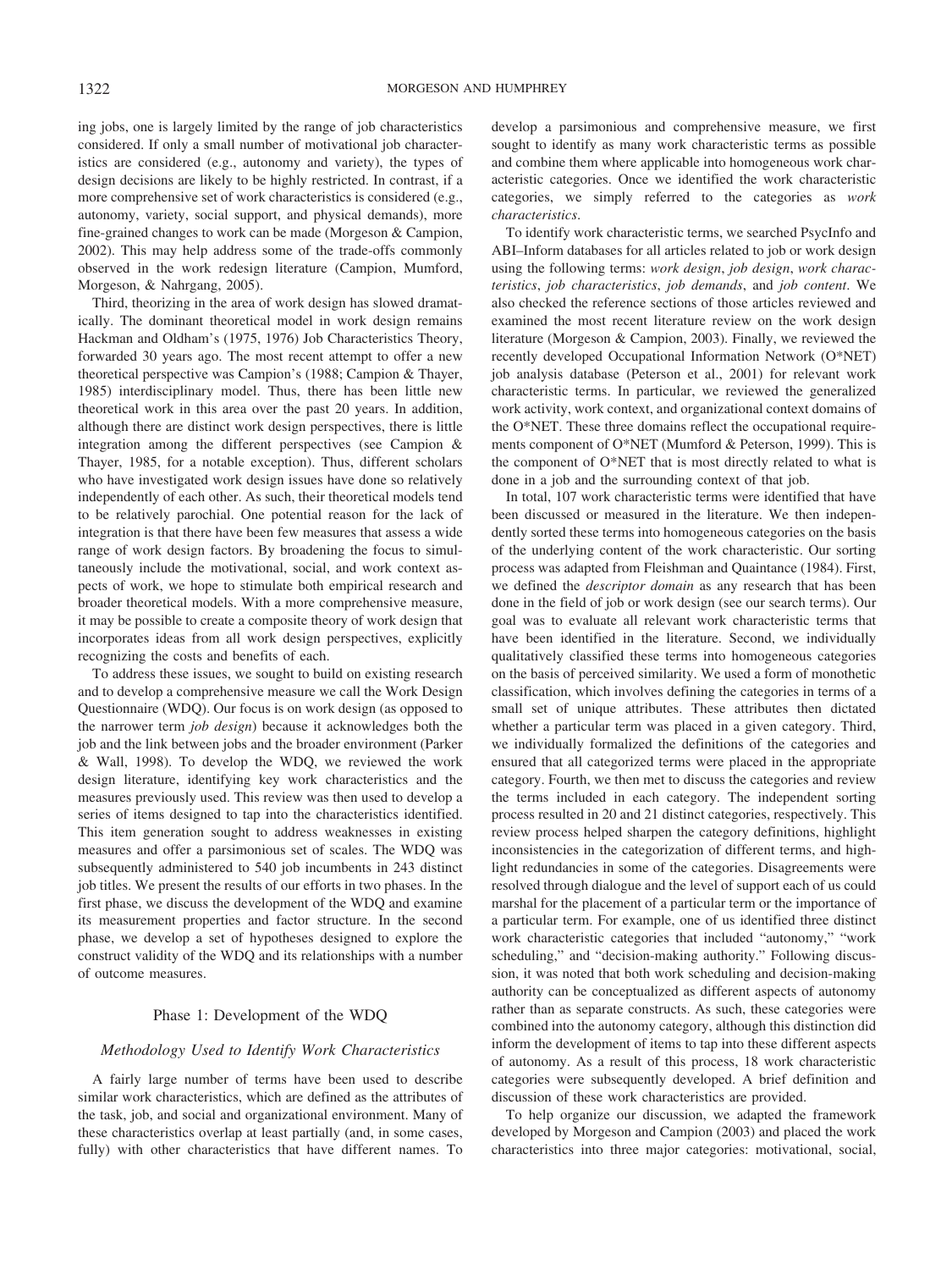ing jobs, one is largely limited by the range of job characteristics considered. If only a small number of motivational job characteristics are considered (e.g., autonomy and variety), the types of design decisions are likely to be highly restricted. In contrast, if a more comprehensive set of work characteristics is considered (e.g., autonomy, variety, social support, and physical demands), more fine-grained changes to work can be made (Morgeson & Campion, 2002). This may help address some of the trade-offs commonly observed in the work redesign literature (Campion, Mumford, Morgeson, & Nahrgang, 2005).

Third, theorizing in the area of work design has slowed dramatically. The dominant theoretical model in work design remains Hackman and Oldham's (1975, 1976) Job Characteristics Theory, forwarded 30 years ago. The most recent attempt to offer a new theoretical perspective was Campion's (1988; Campion & Thayer, 1985) interdisciplinary model. Thus, there has been little new theoretical work in this area over the past 20 years. In addition, although there are distinct work design perspectives, there is little integration among the different perspectives (see Campion & Thayer, 1985, for a notable exception). Thus, different scholars who have investigated work design issues have done so relatively independently of each other. As such, their theoretical models tend to be relatively parochial. One potential reason for the lack of integration is that there have been few measures that assess a wide range of work design factors. By broadening the focus to simultaneously include the motivational, social, and work context aspects of work, we hope to stimulate both empirical research and broader theoretical models. With a more comprehensive measure, it may be possible to create a composite theory of work design that incorporates ideas from all work design perspectives, explicitly recognizing the costs and benefits of each.

To address these issues, we sought to build on existing research and to develop a comprehensive measure we call the Work Design Questionnaire (WDQ). Our focus is on work design (as opposed to the narrower term *job design*) because it acknowledges both the job and the link between jobs and the broader environment (Parker & Wall, 1998). To develop the WDQ, we reviewed the work design literature, identifying key work characteristics and the measures previously used. This review was then used to develop a series of items designed to tap into the characteristics identified. This item generation sought to address weaknesses in existing measures and offer a parsimonious set of scales. The WDQ was subsequently administered to 540 job incumbents in 243 distinct job titles. We present the results of our efforts in two phases. In the first phase, we discuss the development of the WDQ and examine its measurement properties and factor structure. In the second phase, we develop a set of hypotheses designed to explore the construct validity of the WDQ and its relationships with a number of outcome measures.

## Phase 1: Development of the WDQ

### Methodology Used to Identify Work Characteristics

A fairly large number of terms have been used to describe similar work characteristics, which are defined as the attributes of the task, job, and social and organizational environment. Many of these characteristics overlap at least partially (and, in some cases, fully) with other characteristics that have different names. To develop a parsimonious and comprehensive measure, we first sought to identify as many work characteristic terms as possible and combine them where applicable into homogeneous work characteristic categories. Once we identified the work characteristic categories, we simply referred to the categories as *work characteristics*.

To identify work characteristic terms, we searched PsycInfo and ABI–Inform databases for all articles related to job or work design using the following terms: *work design*, *job design*, *work characteristics*, *job characteristics*, *job demands*, and *job content*. We also checked the reference sections of those articles reviewed and examined the most recent literature review on the work design literature (Morgeson & Campion, 2003). Finally, we reviewed the recently developed Occupational Information Network (O*NET) job analysis database (Peterson et al., 2001) for relevant work characteristic terms. In particular, we reviewed the generalized work activity, work context, and organizational context domains of the O*NET. These three domains reflect the occupational requirements component of O*NET (Mumford & Peterson, 1999). This is the component of O*NET that is most directly related to what is done in a job and the surrounding context of that job.

In total, 107 work characteristic terms were identified that have been discussed or measured in the literature. We then independently sorted these terms into homogeneous categories on the basis of the underlying content of the work characteristic. Our sorting process was adapted from Fleishman and Quaintance (1984). First, we defined the *descriptor domain* as any research that has been done in the field of job or work design (see our search terms). Our goal was to evaluate all relevant work characteristic terms that have been identified in the literature. Second, we individually qualitatively classified these terms into homogeneous categories on the basis of perceived similarity. We used a form of monothetic classification, which involves defining the categories in terms of a small set of unique attributes. These attributes then dictated whether a particular term was placed in a given category. Third, we individually formalized the definitions of the categories and ensured that all categorized terms were placed in the appropriate category. Fourth, we then met to discuss the categories and review the terms included in each category. The independent sorting process resulted in 20 and 21 distinct categories, respectively. This review process helped sharpen the category definitions, highlight inconsistencies in the categorization of different terms, and highlight redundancies in some of the categories. Disagreements were resolved through dialogue and the level of support each of us could marshal for the placement of a particular term or the importance of a particular term. For example, one of us identified three distinct work characteristic categories that included "autonomy," "work scheduling," and "decision-making authority." Following discussion, it was noted that both work scheduling and decision-making authority can be conceptualized as different aspects of autonomy rather than as separate constructs. As such, these categories were combined into the autonomy category, although this distinction did inform the development of items to tap into these different aspects of autonomy. As a result of this process, 18 work characteristic categories were subsequently developed. A brief definition and discussion of these work characteristics are provided.

To help organize our discussion, we adapted the framework developed by Morgeson and Campion (2003) and placed the work characteristics into three major categories: motivational, social,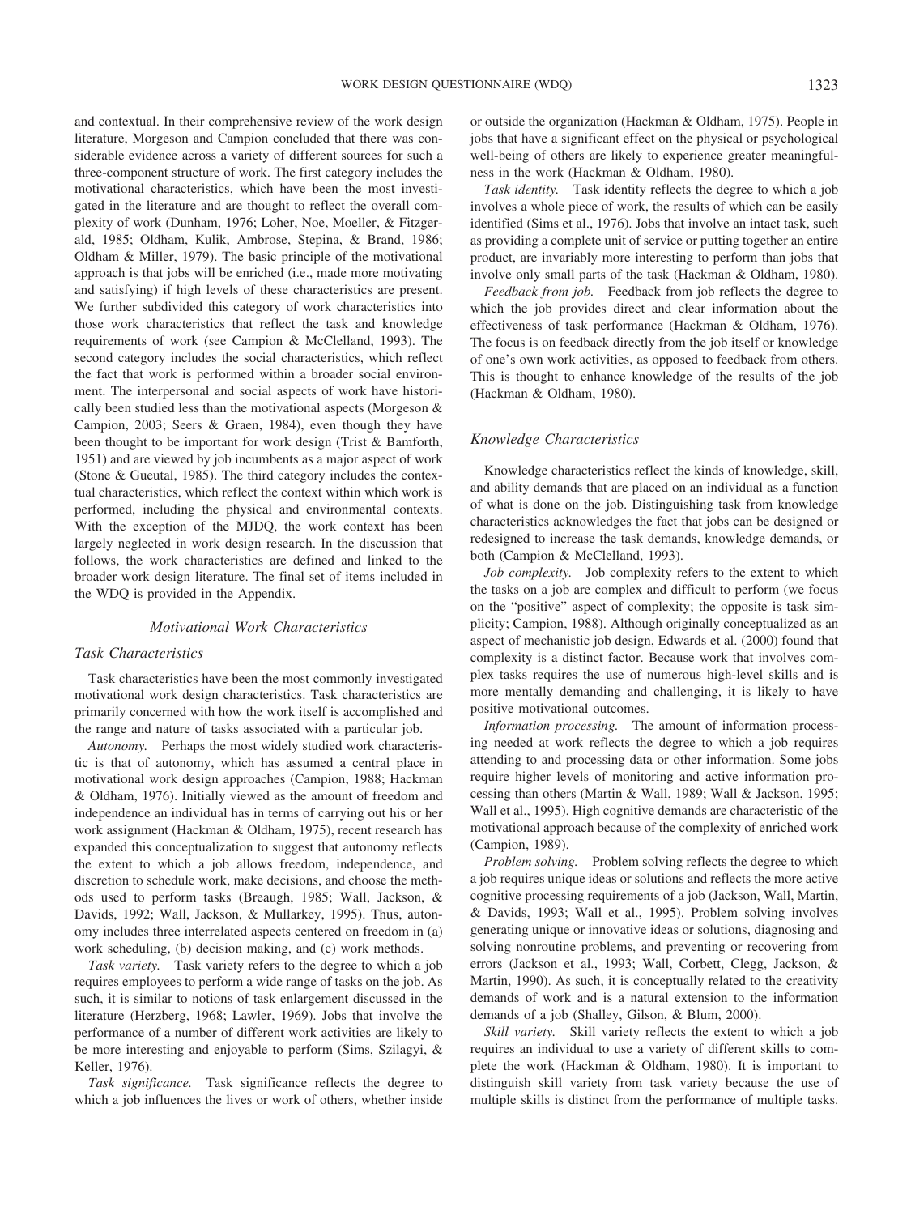and contextual. In their comprehensive review of the work design literature, Morgeson and Campion concluded that there was considerable evidence across a variety of different sources for such a three-component structure of work. The first category includes the motivational characteristics, which have been the most investigated in the literature and are thought to reflect the overall complexity of work (Dunham, 1976; Loher, Noe, Moeller, & Fitzgerald, 1985; Oldham, Kulik, Ambrose, Stepina, & Brand, 1986; Oldham & Miller, 1979). The basic principle of the motivational approach is that jobs will be enriched (i.e., made more motivating and satisfying) if high levels of these characteristics are present. We further subdivided this category of work characteristics into those work characteristics that reflect the task and knowledge requirements of work (see Campion & McClelland, 1993). The second category includes the social characteristics, which reflect the fact that work is performed within a broader social environment. The interpersonal and social aspects of work have historically been studied less than the motivational aspects (Morgeson & Campion, 2003; Seers & Graen, 1984), even though they have been thought to be important for work design (Trist & Bamforth, 1951) and are viewed by job incumbents as a major aspect of work (Stone & Gueutal, 1985). The third category includes the contextual characteristics, which reflect the context within which work is performed, including the physical and environmental contexts. With the exception of the MJDQ, the work context has been largely neglected in work design research. In the discussion that follows, the work characteristics are defined and linked to the broader work design literature. The final set of items included in the WDQ is provided in the Appendix.

## Motivational Work Characteristics

### Task Characteristics

Task characteristics have been the most commonly investigated motivational work design characteristics. Task characteristics are primarily concerned with how the work itself is accomplished and the range and nature of tasks associated with a particular job.

*Autonomy.* Perhaps the most widely studied work characteristic is that of autonomy, which has assumed a central place in motivational work design approaches (Campion, 1988; Hackman & Oldham, 1976). Initially viewed as the amount of freedom and independence an individual has in terms of carrying out his or her work assignment (Hackman & Oldham, 1975), recent research has expanded this conceptualization to suggest that autonomy reflects the extent to which a job allows freedom, independence, and discretion to schedule work, make decisions, and choose the methods used to perform tasks (Breaugh, 1985; Wall, Jackson, & Davids, 1992; Wall, Jackson, & Mullarkey, 1995). Thus, autonomy includes three interrelated aspects centered on freedom in (a) work scheduling, (b) decision making, and (c) work methods.

*Task variety.* Task variety refers to the degree to which a job requires employees to perform a wide range of tasks on the job. As such, it is similar to notions of task enlargement discussed in the literature (Herzberg, 1968; Lawler, 1969). Jobs that involve the performance of a number of different work activities are likely to be more interesting and enjoyable to perform (Sims, Szilagyi, & Keller, 1976).

*Task significance.* Task significance reflects the degree to which a job influences the lives or work of others, whether inside or outside the organization (Hackman & Oldham, 1975). People in jobs that have a significant effect on the physical or psychological well-being of others are likely to experience greater meaningfulness in the work (Hackman & Oldham, 1980).

*Task identity.* Task identity reflects the degree to which a job involves a whole piece of work, the results of which can be easily identified (Sims et al., 1976). Jobs that involve an intact task, such as providing a complete unit of service or putting together an entire product, are invariably more interesting to perform than jobs that involve only small parts of the task (Hackman & Oldham, 1980).

*Feedback from job.* Feedback from job reflects the degree to which the job provides direct and clear information about the effectiveness of task performance (Hackman & Oldham, 1976). The focus is on feedback directly from the job itself or knowledge of one's own work activities, as opposed to feedback from others. This is thought to enhance knowledge of the results of the job (Hackman & Oldham, 1980).

### Knowledge Characteristics

Knowledge characteristics reflect the kinds of knowledge, skill, and ability demands that are placed on an individual as a function of what is done on the job. Distinguishing task from knowledge characteristics acknowledges the fact that jobs can be designed or redesigned to increase the task demands, knowledge demands, or both (Campion & McClelland, 1993).

*Job complexity.* Job complexity refers to the extent to which the tasks on a job are complex and difficult to perform (we focus on the "positive" aspect of complexity; the opposite is task simplicity; Campion, 1988). Although originally conceptualized as an aspect of mechanistic job design, Edwards et al. (2000) found that complexity is a distinct factor. Because work that involves complex tasks requires the use of numerous high-level skills and is more mentally demanding and challenging, it is likely to have positive motivational outcomes.

*Information processing.* The amount of information processing needed at work reflects the degree to which a job requires attending to and processing data or other information. Some jobs require higher levels of monitoring and active information processing than others (Martin & Wall, 1989; Wall & Jackson, 1995; Wall et al., 1995). High cognitive demands are characteristic of the motivational approach because of the complexity of enriched work (Campion, 1989).

*Problem solving.* Problem solving reflects the degree to which a job requires unique ideas or solutions and reflects the more active cognitive processing requirements of a job (Jackson, Wall, Martin, & Davids, 1993; Wall et al., 1995). Problem solving involves generating unique or innovative ideas or solutions, diagnosing and solving nonroutine problems, and preventing or recovering from errors (Jackson et al., 1993; Wall, Corbett, Clegg, Jackson, & Martin, 1990). As such, it is conceptually related to the creativity demands of work and is a natural extension to the information demands of a job (Shalley, Gilson, & Blum, 2000).

*Skill variety.* Skill variety reflects the extent to which a job requires an individual to use a variety of different skills to complete the work (Hackman & Oldham, 1980). It is important to distinguish skill variety from task variety because the use of multiple skills is distinct from the performance of multiple tasks.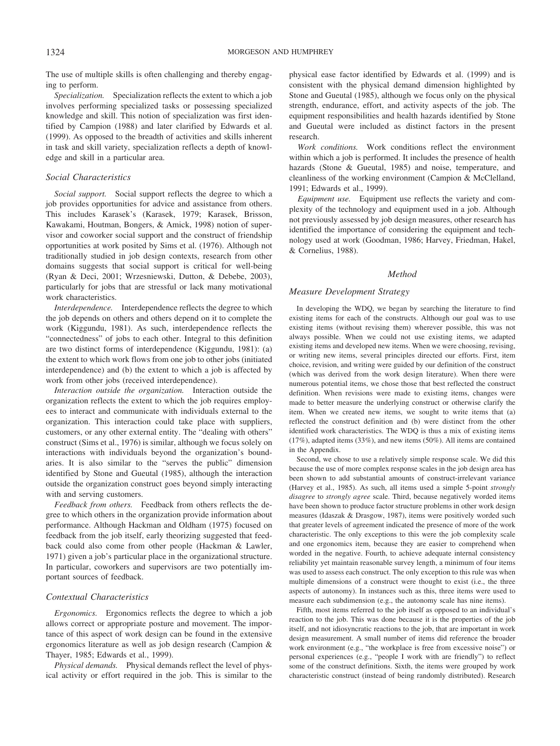The use of multiple skills is often challenging and thereby engaging to perform.

*Specialization.* Specialization reflects the extent to which a job involves performing specialized tasks or possessing specialized knowledge and skill. This notion of specialization was first identified by Campion (1988) and later clarified by Edwards et al. (1999). As opposed to the breadth of activities and skills inherent in task and skill variety, specialization reflects a depth of knowledge and skill in a particular area.

### Social Characteristics

*Social support.* Social support reflects the degree to which a job provides opportunities for advice and assistance from others. This includes Karasek's (Karasek, 1979; Karasek, Brisson, Kawakami, Houtman, Bongers, & Amick, 1998) notion of supervisor and coworker social support and the construct of friendship opportunities at work posited by Sims et al. (1976). Although not traditionally studied in job design contexts, research from other domains suggests that social support is critical for well-being (Ryan & Deci, 2001; Wrzesniewski, Dutton, & Debebe, 2003), particularly for jobs that are stressful or lack many motivational work characteristics.

*Interdependence.* Interdependence reflects the degree to which the job depends on others and others depend on it to complete the work (Kiggundu, 1981). As such, interdependence reflects the "connectedness" of jobs to each other. Integral to this definition are two distinct forms of interdependence (Kiggundu, 1981): (a) the extent to which work flows from one job to other jobs (initiated interdependence) and (b) the extent to which a job is affected by work from other jobs (received interdependence).

*Interaction outside the organization.* Interaction outside the organization reflects the extent to which the job requires employees to interact and communicate with individuals external to the organization. This interaction could take place with suppliers, customers, or any other external entity. The "dealing with others" construct (Sims et al., 1976) is similar, although we focus solely on interactions with individuals beyond the organization's boundaries. It is also similar to the "serves the public" dimension identified by Stone and Gueutal (1985), although the interaction outside the organization construct goes beyond simply interacting with and serving customers.

*Feedback from others.* Feedback from others reflects the degree to which others in the organization provide information about performance. Although Hackman and Oldham (1975) focused on feedback from the job itself, early theorizing suggested that feedback could also come from other people (Hackman & Lawler, 1971) given a job's particular place in the organizational structure. In particular, coworkers and supervisors are two potentially important sources of feedback.

### Contextual Characteristics

*Ergonomics.* Ergonomics reflects the degree to which a job allows correct or appropriate posture and movement. The importance of this aspect of work design can be found in the extensive ergonomics literature as well as job design research (Campion & Thayer, 1985; Edwards et al., 1999).

*Physical demands.* Physical demands reflect the level of physical activity or effort required in the job. This is similar to the physical ease factor identified by Edwards et al. (1999) and is consistent with the physical demand dimension highlighted by Stone and Gueutal (1985), although we focus only on the physical strength, endurance, effort, and activity aspects of the job. The equipment responsibilities and health hazards identified by Stone and Gueutal were included as distinct factors in the present research.

*Work conditions.* Work conditions reflect the environment within which a job is performed. It includes the presence of health hazards (Stone & Gueutal, 1985) and noise, temperature, and cleanliness of the working environment (Campion & McClelland, 1991; Edwards et al., 1999).

*Equipment use.* Equipment use reflects the variety and complexity of the technology and equipment used in a job. Although not previously assessed by job design measures, other research has identified the importance of considering the equipment and technology used at work (Goodman, 1986; Harvey, Friedman, Hakel, & Cornelius, 1988).

## Method

### Measure Development Strategy

In developing the WDQ, we began by searching the literature to find existing items for each of the constructs. Although our goal was to use existing items (without revising them) wherever possible, this was not always possible. When we could not use existing items, we adapted existing items and developed new items. When we were choosing, revising, or writing new items, several principles directed our efforts. First, item choice, revision, and writing were guided by our definition of the construct (which was derived from the work design literature). When there were numerous potential items, we chose those that best reflected the construct definition. When revisions were made to existing items, changes were made to better measure the underlying construct or otherwise clarify the item. When we created new items, we sought to write items that (a) reflected the construct definition and (b) were distinct from the other identified work characteristics. The WDQ is thus a mix of existing items (17%), adapted items (33%), and new items (50%). All items are contained in the Appendix.

Second, we chose to use a relatively simple response scale. We did this because the use of more complex response scales in the job design area has been shown to add substantial amounts of construct-irrelevant variance (Harvey et al., 1985). As such, all items used a simple 5-point *strongly disagree* to *strongly agree* scale. Third, because negatively worded items have been shown to produce factor structure problems in other work design measures (Idaszak & Drasgow, 1987), items were positively worded such that greater levels of agreement indicated the presence of more of the work characteristic. The only exceptions to this were the job complexity scale and one ergonomics item, because they are easier to comprehend when worded in the negative. Fourth, to achieve adequate internal consistency reliability yet maintain reasonable survey length, a minimum of four items was used to assess each construct. The only exception to this rule was when multiple dimensions of a construct were thought to exist (i.e., the three aspects of autonomy). In instances such as this, three items were used to measure each subdimension (e.g., the autonomy scale has nine items).

Fifth, most items referred to the job itself as opposed to an individual's reaction to the job. This was done because it is the properties of the job itself, and not idiosyncratic reactions to the job, that are important in work design measurement. A small number of items did reference the broader work environment (e.g., "the workplace is free from excessive noise") or personal experiences (e.g., "people I work with are friendly") to reflect some of the construct definitions. Sixth, the items were grouped by work characteristic construct (instead of being randomly distributed). Research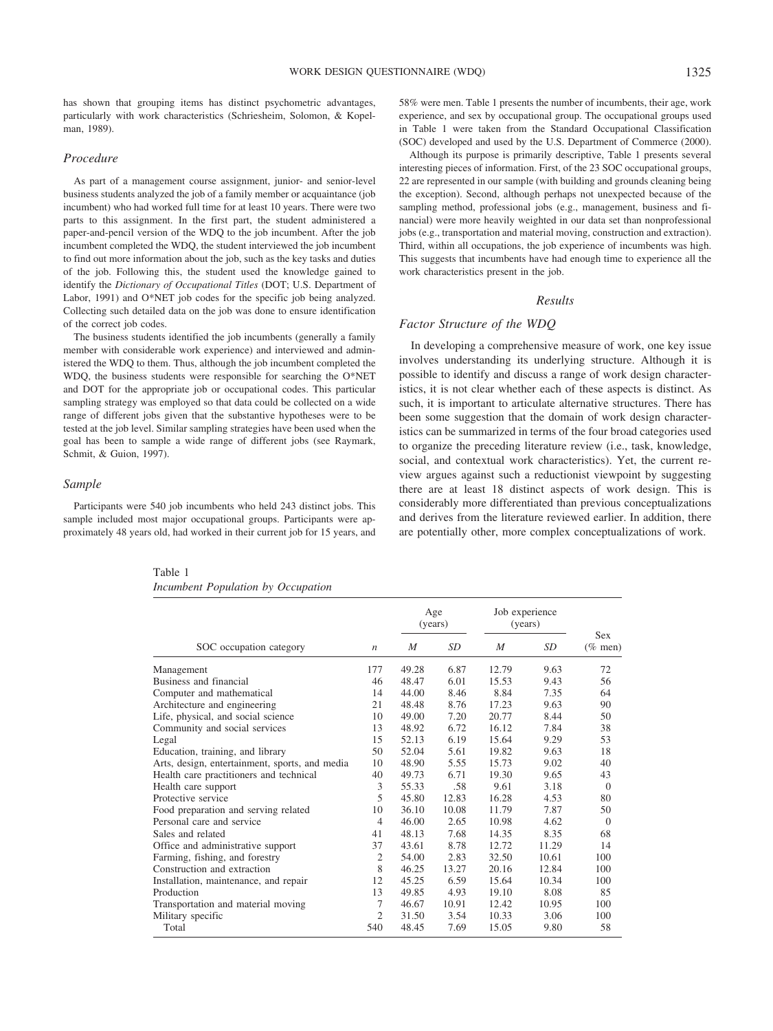has shown that grouping items has distinct psychometric advantages, particularly with work characteristics (Schriesheim, Solomon, & Kopelman, 1989).

### Procedure

As part of a management course assignment, junior- and senior-level business students analyzed the job of a family member or acquaintance (job incumbent) who had worked full time for at least 10 years. There were two parts to this assignment. In the first part, the student administered a paper-and-pencil version of the WDQ to the job incumbent. After the job incumbent completed the WDQ, the student interviewed the job incumbent to find out more information about the job, such as the key tasks and duties of the job. Following this, the student used the knowledge gained to identify the *Dictionary of Occupational Titles* (DOT; U.S. Department of Labor, 1991) and O*NET job codes for the specific job being analyzed. Collecting such detailed data on the job was done to ensure identification of the correct job codes.

The business students identified the job incumbents (generally a family member with considerable work experience) and interviewed and administered the WDQ to them. Thus, although the job incumbent completed the WDQ, the business students were responsible for searching the O*NET and DOT for the appropriate job or occupational codes. This particular sampling strategy was employed so that data could be collected on a wide range of different jobs given that the substantive hypotheses were to be tested at the job level. Similar sampling strategies have been used when the goal has been to sample a wide range of different jobs (see Raymark, Schmit, & Guion, 1997).

### Sample

Participants were 540 job incumbents who held 243 distinct jobs. This sample included most major occupational groups. Participants were approximately 48 years old, had worked in their current job for 15 years, and 58% were men. Table 1 presents the number of incumbents, their age, work experience, and sex by occupational group. The occupational groups used in Table 1 were taken from the Standard Occupational Classification (SOC) developed and used by the U.S. Department of Commerce (2000).

Although its purpose is primarily descriptive, Table 1 presents several interesting pieces of information. First, of the 23 SOC occupational groups, 22 are represented in our sample (with building and grounds cleaning being the exception). Second, although perhaps not unexpected because of the sampling method, professional jobs (e.g., management, business and financial) were more heavily weighted in our data set than nonprofessional jobs (e.g., transportation and material moving, construction and extraction). Third, within all occupations, the job experience of incumbents was high. This suggests that incumbents have had enough time to experience all the work characteristics present in the job.

## Results

### Factor Structure of the WDQ

In developing a comprehensive measure of work, one key issue involves understanding its underlying structure. Although it is possible to identify and discuss a range of work design characteristics, it is not clear whether each of these aspects is distinct. As such, it is important to articulate alternative structures. There has been some suggestion that the domain of work design characteristics can be summarized in terms of the four broad categories used to organize the preceding literature review (i.e., task, knowledge, social, and contextual work characteristics). Yet, the current review argues against such a reductionist viewpoint by suggesting there are at least 18 distinct aspects of work design. This is considerably more differentiated than previous conceptualizations and derives from the literature reviewed earlier. In addition, there are potentially other, more complex conceptualizations of work.

Table 1
*Incumbent Population by Occupation*

| SOC occupation category | *n* | Age (years) | | Job experience (years) | | Sex (% men) |
|---|---|---|---|---|---|---|
| | | *M* | *SD* | *M* | *SD* | |
| Management | 177 | 49.28 | 6.87 | 12.79 | 9.63 | 72 |
| Business and financial | 46 | 48.47 | 6.01 | 15.53 | 9.43 | 56 |
| Computer and mathematical | 14 | 44.00 | 8.46 | 8.84 | 7.35 | 64 |
| Architecture and engineering | 21 | 48.48 | 8.76 | 17.23 | 9.63 | 90 |
| Life, physical, and social science | 10 | 49.00 | 7.20 | 20.77 | 8.44 | 50 |
| Community and social services | 13 | 48.92 | 6.72 | 16.12 | 7.84 | 38 |
| Legal | 15 | 52.13 | 6.19 | 15.64 | 9.29 | 53 |
| Education, training, and library | 50 | 52.04 | 5.61 | 19.82 | 9.63 | 18 |
| Arts, design, entertainment, sports, and media | 10 | 48.90 | 5.55 | 15.73 | 9.02 | 40 |
| Health care practitioners and technical | 40 | 49.73 | 6.71 | 19.30 | 9.65 | 43 |
| Health care support | 3 | 55.33 | .58 | 9.61 | 3.18 | 0 |
| Protective service | 5 | 45.80 | 12.83 | 16.28 | 4.53 | 80 |
| Food preparation and serving related | 10 | 36.10 | 10.08 | 11.79 | 7.87 | 50 |
| Personal care and service | 4 | 46.00 | 2.65 | 10.98 | 4.62 | 0 |
| Sales and related | 41 | 48.13 | 7.68 | 14.35 | 8.35 | 68 |
| Office and administrative support | 37 | 43.61 | 8.78 | 12.72 | 11.29 | 14 |
| Farming, fishing, and forestry | 2 | 54.00 | 2.83 | 32.50 | 10.61 | 100 |
| Construction and extraction | 8 | 46.25 | 13.27 | 20.16 | 12.84 | 100 |
| Installation, maintenance, and repair | 12 | 45.25 | 6.59 | 15.64 | 10.34 | 100 |
| Production | 13 | 49.85 | 4.93 | 19.10 | 8.08 | 85 |
| Transportation and material moving | 7 | 46.67 | 10.91 | 12.42 | 10.95 | 100 |
| Military specific | 2 | 31.50 | 3.54 | 10.33 | 3.06 | 100 |
| Total | 540 | 48.45 | 7.69 | 15.05 | 9.80 | 58 |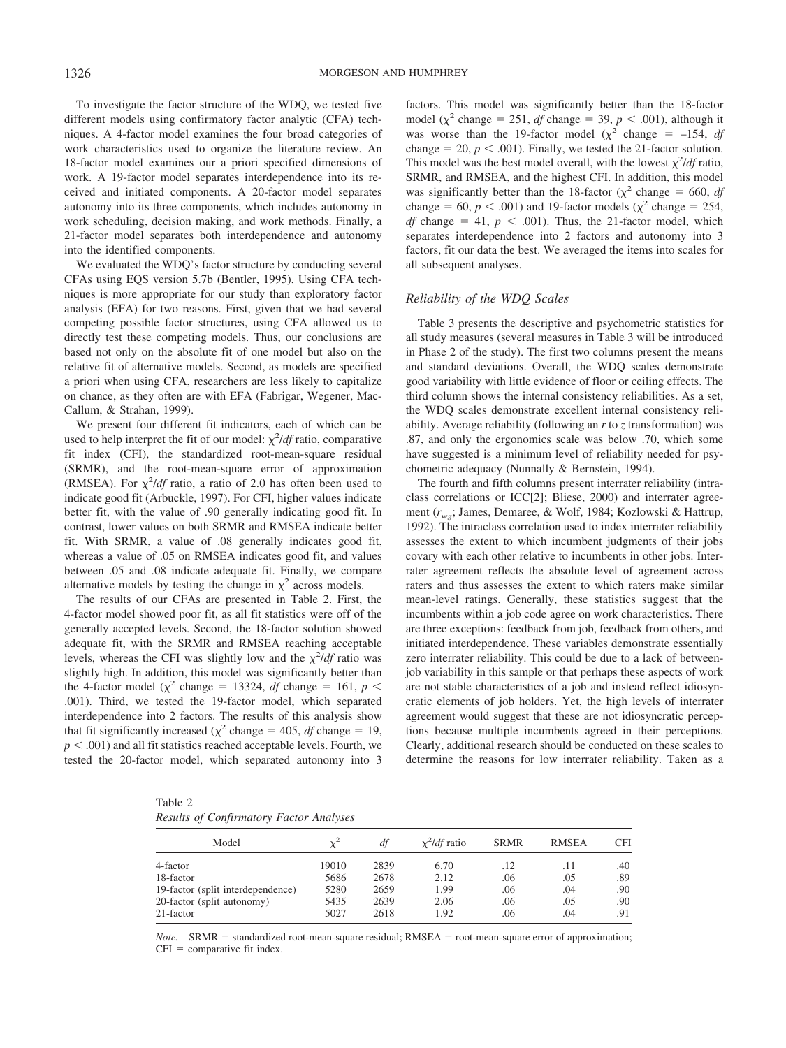To investigate the factor structure of the WDQ, we tested five different models using confirmatory factor analytic (CFA) techniques. A 4-factor model examines the four broad categories of work characteristics used to organize the literature review. An 18-factor model examines our a priori specified dimensions of work. A 19-factor model separates interdependence into its received and initiated components. A 20-factor model separates autonomy into its three components, which includes autonomy in work scheduling, decision making, and work methods. Finally, a 21-factor model separates both interdependence and autonomy into the identified components.

We evaluated the WDQ's factor structure by conducting several CFAs using EQS version 5.7b (Bentler, 1995). Using CFA techniques is more appropriate for our study than exploratory factor analysis (EFA) for two reasons. First, given that we had several competing possible factor structures, using CFA allowed us to directly test these competing models. Thus, our conclusions are based not only on the absolute fit of one model but also on the relative fit of alternative models. Second, as models are specified a priori when using CFA, researchers are less likely to capitalize on chance, as they often are with EFA (Fabrigar, Wegener, MacCallum, & Strahan, 1999).

We present four different fit indicators, each of which can be used to help interpret the fit of our model: $\chi^2/df$ ratio, comparative fit index (CFI), the standardized root-mean-square residual (SRMR), and the root-mean-square error of approximation (RMSEA). For $\chi^2/df$ ratio, a ratio of 2.0 has often been used to indicate good fit (Arbuckle, 1997). For CFI, higher values indicate better fit, with the value of .90 generally indicating good fit. In contrast, lower values on both SRMR and RMSEA indicate better fit. With SRMR, a value of .08 generally indicates good fit, whereas a value of .05 on RMSEA indicates good fit, and values between .05 and .08 indicate adequate fit. Finally, we compare alternative models by testing the change in $\chi^2$ across models.

The results of our CFAs are presented in Table 2. First, the 4-factor model showed poor fit, as all fit statistics were off of the generally accepted levels. Second, the 18-factor solution showed adequate fit, with the SRMR and RMSEA reaching acceptable levels, whereas the CFI was slightly low and the $\chi^2/df$ ratio was slightly high. In addition, this model was significantly better than the 4-factor model ($\chi^2$ change = 13324, $df$ change = 161, $p < .001$). Third, we tested the 19-factor model, which separated interdependence into 2 factors. The results of this analysis show that fit significantly increased ($\chi^2$ change = 405, $df$ change = 19, $p < .001$) and all fit statistics reached acceptable levels. Fourth, we tested the 20-factor model, which separated autonomy into 3 factors. This model was significantly better than the 18-factor model ($\chi^2$ change = 251, $df$ change = 39, $p < .001$), although it was worse than the 19-factor model ($\chi^2$ change = –154, $df$ change = 20, $p < .001$). Finally, we tested the 21-factor solution. This model was the best model overall, with the lowest $\chi^2/df$ ratio, SRMR, and RMSEA, and the highest CFI. In addition, this model was significantly better than the 18-factor ($\chi^2$ change = 660, $df$ change = 60, $p < .001$) and 19-factor models ($\chi^2$ change = 254, $df$ change = 41, $p < .001$). Thus, the 21-factor model, which separates interdependence into 2 factors and autonomy into 3 factors, fit our data the best. We averaged the items into scales for all subsequent analyses.

### *Reliability of the WDQ Scales*

Table 3 presents the descriptive and psychometric statistics for all study measures (several measures in Table 3 will be introduced in Phase 2 of the study). The first two columns present the means and standard deviations. Overall, the WDQ scales demonstrate good variability with little evidence of floor or ceiling effects. The third column shows the internal consistency reliabilities. As a set, the WDQ scales demonstrate excellent internal consistency reliability. Average reliability (following an $r$ to $z$ transformation) was .87, and only the ergonomics scale was below .70, which some have suggested is a minimum level of reliability needed for psychometric adequacy (Nunnally & Bernstein, 1994).

The fourth and fifth columns present interrater reliability (intraclass correlations or ICC[2]; Bliese, 2000) and interrater agreement ($r_{wg}$; James, Demaree, & Wolf, 1984; Kozlowski & Hattrup, 1992). The intraclass correlation used to index interrater reliability assesses the extent to which incumbent judgments of their jobs covary with each other relative to incumbents in other jobs. Interrater agreement reflects the absolute level of agreement across raters and thus assesses the extent to which raters make similar mean-level ratings. Generally, these statistics suggest that the incumbents within a job code agree on work characteristics. There are three exceptions: feedback from job, feedback from others, and initiated interdependence. These variables demonstrate essentially zero interrater reliability. This could be due to a lack of between-job variability in this sample or that perhaps these aspects of work are not stable characteristics of a job and instead reflect idiosyncratic elements of job holders. Yet, the high levels of interrater agreement would suggest that these are not idiosyncratic perceptions because multiple incumbents agreed in their perceptions. Clearly, additional research should be conducted on these scales to determine the reasons for low interrater reliability. Taken as a

Table 2
*Results of Confirmatory Factor Analyses*

| Model | $\chi^2$ | $df$ | $\chi^2/df$ ratio | SRMR | RMSEA | CFI |
|---|---|---|---|---|---|---|
| 4-factor | 19010 | 2839 | 6.70 | .12 | .11 | .40 |
| 18-factor | 5686 | 2678 | 2.12 | .06 | .05 | .89 |
| 19-factor (split interdependence) | 5280 | 2659 | 1.99 | .06 | .04 | .90 |
| 20-factor (split autonomy) | 5435 | 2639 | 2.06 | .06 | .05 | .90 |
| 21-factor | 5027 | 2618 | 1.92 | .06 | .04 | .91 |

*Note.* SRMR = standardized root-mean-square residual; RMSEA = root-mean-square error of approximation; CFI = comparative fit index.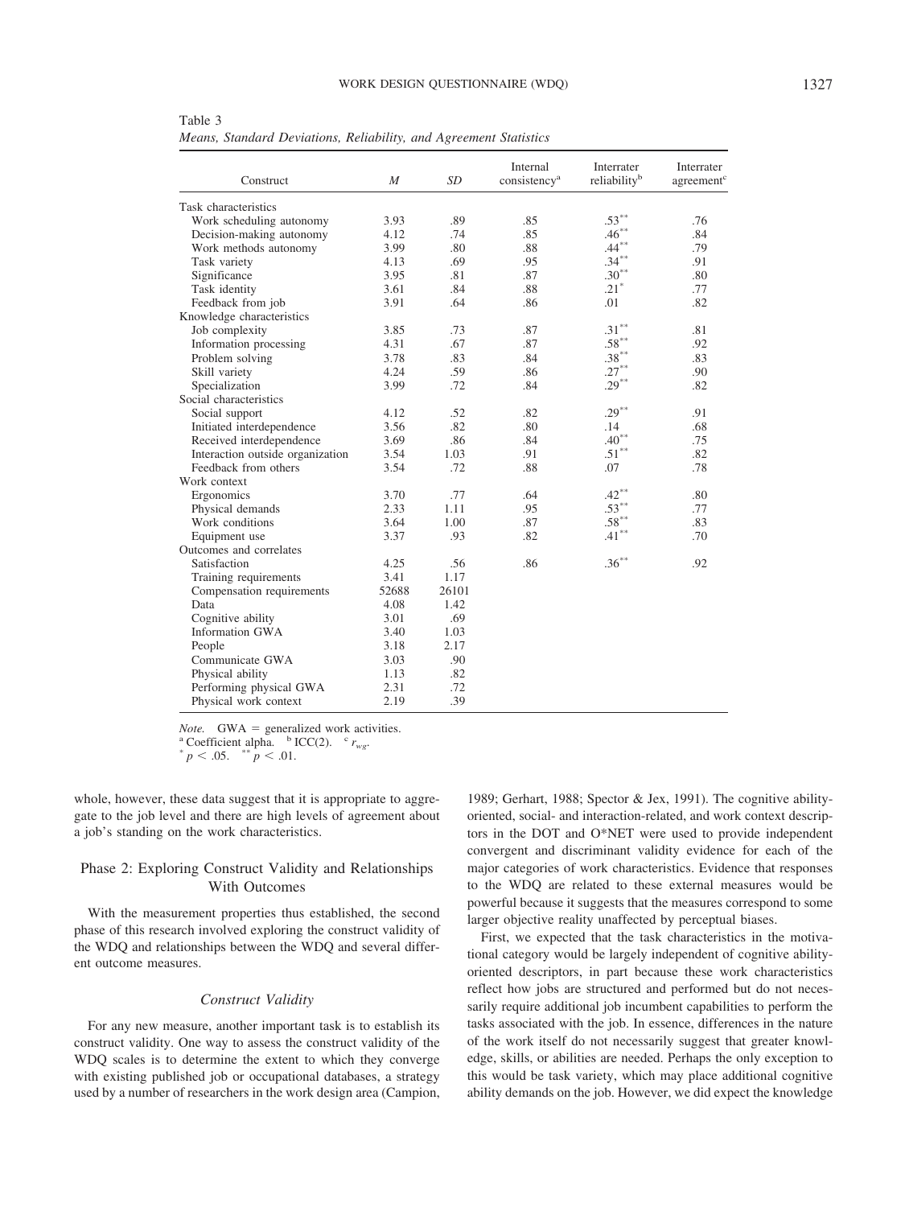Table 3
*Means, Standard Deviations, Reliability, and Agreement Statistics*

| Construct | $M$ | $SD$ | Internal consistency[a] | Interrater reliability[b] | Interrater agreement[c] |
|---|---|---|---|---|---|
| Task characteristics | | | | | |
| Work scheduling autonomy | 3.93 | .89 | .85 | .53** | .76 |
| Decision-making autonomy | 4.12 | .74 | .85 | .46** | .84 |
| Work methods autonomy | 3.99 | .80 | .88 | .44** | .79 |
| Task variety | 4.13 | .69 | .95 | .34** | .91 |
| Significance | 3.95 | .81 | .87 | .30** | .80 |
| Task identity | 3.61 | .84 | .88 | .21* | .77 |
| Feedback from job | 3.91 | .64 | .86 | .01 | .82 |
| Knowledge characteristics | | | | | |
| Job complexity | 3.85 | .73 | .87 | .31** | .81 |
| Information processing | 4.31 | .67 | .87 | .58** | .92 |
| Problem solving | 3.78 | .83 | .84 | .38** | .83 |
| Skill variety | 4.24 | .59 | .86 | .27** | .90 |
| Specialization | 3.99 | .72 | .84 | .29** | .82 |
| Social characteristics | | | | | |
| Social support | 4.12 | .52 | .82 | .29** | .91 |
| Initiated interdependence | 3.56 | .82 | .80 | .14 | .68 |
| Received interdependence | 3.69 | .86 | .84 | .40** | .75 |
| Interaction outside organization | 3.54 | 1.03 | .91 | .51** | .82 |
| Feedback from others | 3.54 | .72 | .88 | .07 | .78 |
| Work context | | | | | |
| Ergonomics | 3.70 | .77 | .64 | .42** | .80 |
| Physical demands | 2.33 | 1.11 | .95 | .53** | .77 |
| Work conditions | 3.64 | 1.00 | .87 | .58** | .83 |
| Equipment use | 3.37 | .93 | .82 | .41** | .70 |
| Outcomes and correlates | | | | | |
| Satisfaction | 4.25 | .56 | .86 | .36** | .92 |
| Training requirements | 3.41 | 1.17 | | | |
| Compensation requirements | 52688 | 26101 | | | |
| Data | 4.08 | 1.42 | | | |
| Cognitive ability | 3.01 | .69 | | | |
| Information GWA | 3.40 | 1.03 | | | |
| People | 3.18 | 2.17 | | | |
| Communicate GWA | 3.03 | .90 | | | |
| Physical ability | 1.13 | .82 | | | |
| Performing physical GWA | 2.31 | .72 | | | |
| Physical work context | 2.19 | .39 | | | |

*Note.* GWA = generalized work activities.
[a] Coefficient alpha. [b] ICC(2). [c] $r_{wg}$.
* $p < .05$. ** $p < .01$.

whole, however, these data suggest that it is appropriate to aggregate to the job level and there are high levels of agreement about a job's standing on the work characteristics.

## Phase 2: Exploring Construct Validity and Relationships With Outcomes

With the measurement properties thus established, the second phase of this research involved exploring the construct validity of the WDQ and relationships between the WDQ and several different outcome measures.

### Construct Validity

For any new measure, another important task is to establish its construct validity. One way to assess the construct validity of the WDQ scales is to determine the extent to which they converge with existing published job or occupational databases, a strategy used by a number of researchers in the work design area (Campion, 1989; Gerhart, 1988; Spector & Jex, 1991). The cognitive ability-oriented, social- and interaction-related, and work context descriptors in the DOT and O*NET were used to provide independent convergent and discriminant validity evidence for each of the major categories of work characteristics. Evidence that responses to the WDQ are related to these external measures would be powerful because it suggests that the measures correspond to some larger objective reality unaffected by perceptual biases.

First, we expected that the task characteristics in the motivational category would be largely independent of cognitive ability-oriented descriptors, in part because these work characteristics reflect how jobs are structured and performed but do not necessarily require additional job incumbent capabilities to perform the tasks associated with the job. In essence, differences in the nature of the work itself do not necessarily suggest that greater knowledge, skills, or abilities are needed. Perhaps the only exception to this would be task variety, which may place additional cognitive ability demands on the job. However, we did expect the knowledge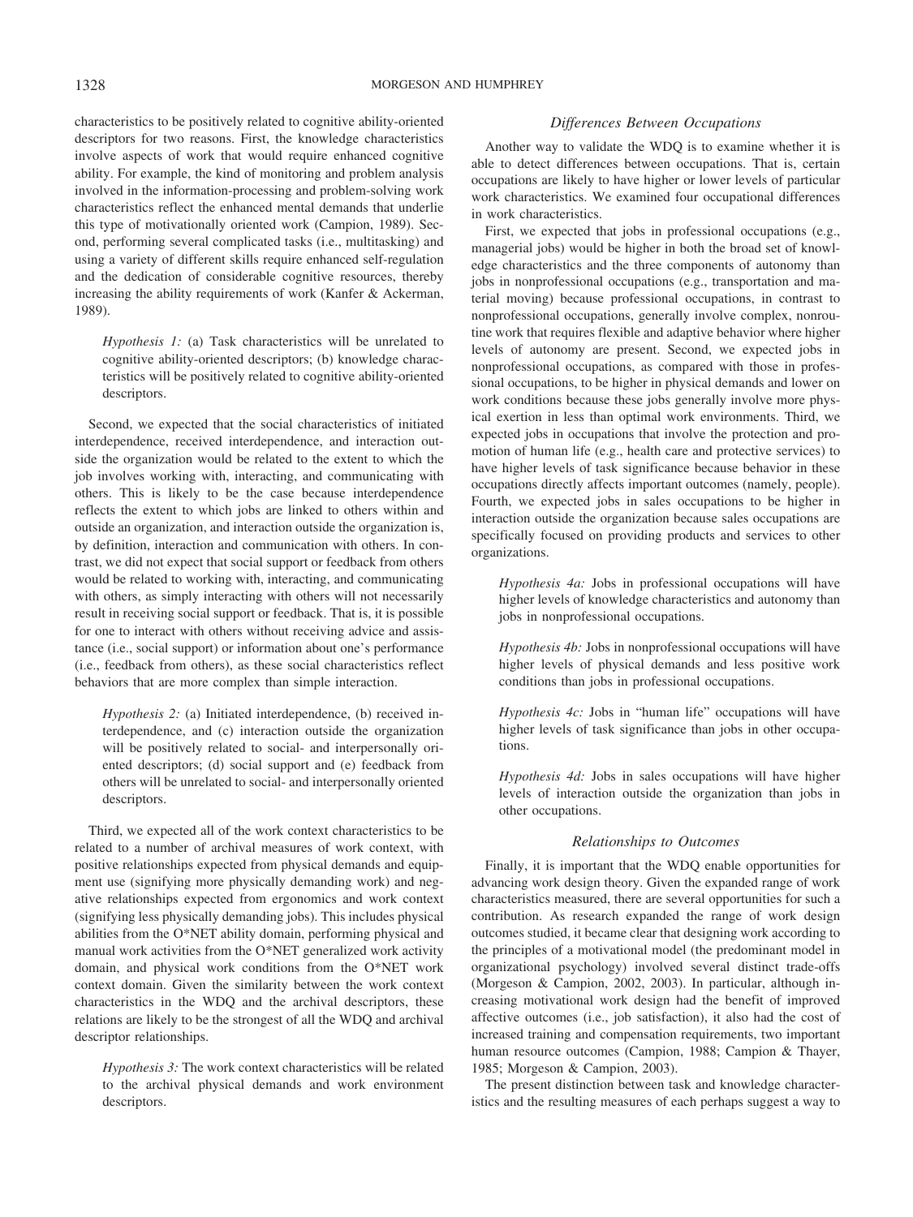characteristics to be positively related to cognitive ability-oriented descriptors for two reasons. First, the knowledge characteristics involve aspects of work that would require enhanced cognitive ability. For example, the kind of monitoring and problem analysis involved in the information-processing and problem-solving work characteristics reflect the enhanced mental demands that underlie this type of motivationally oriented work (Campion, 1989). Second, performing several complicated tasks (i.e., multitasking) and using a variety of different skills require enhanced self-regulation and the dedication of considerable cognitive resources, thereby increasing the ability requirements of work (Kanfer & Ackerman, 1989).

> *Hypothesis 1:* (a) Task characteristics will be unrelated to cognitive ability-oriented descriptors; (b) knowledge characteristics will be positively related to cognitive ability-oriented descriptors.

Second, we expected that the social characteristics of initiated interdependence, received interdependence, and interaction outside the organization would be related to the extent to which the job involves working with, interacting, and communicating with others. This is likely to be the case because interdependence reflects the extent to which jobs are linked to others within and outside an organization, and interaction outside the organization is, by definition, interaction and communication with others. In contrast, we did not expect that social support or feedback from others would be related to working with, interacting, and communicating with others, as simply interacting with others will not necessarily result in receiving social support or feedback. That is, it is possible for one to interact with others without receiving advice and assistance (i.e., social support) or information about one's performance (i.e., feedback from others), as these social characteristics reflect behaviors that are more complex than simple interaction.

> *Hypothesis 2:* (a) Initiated interdependence, (b) received interdependence, and (c) interaction outside the organization will be positively related to social- and interpersonally oriented descriptors; (d) social support and (e) feedback from others will be unrelated to social- and interpersonally oriented descriptors.

Third, we expected all of the work context characteristics to be related to a number of archival measures of work context, with positive relationships expected from physical demands and equipment use (signifying more physically demanding work) and negative relationships expected from ergonomics and work context (signifying less physically demanding jobs). This includes physical abilities from the O*NET ability domain, performing physical and manual work activities from the O*NET generalized work activity domain, and physical work conditions from the O*NET work context domain. Given the similarity between the work context characteristics in the WDQ and the archival descriptors, these relations are likely to be the strongest of all the WDQ and archival descriptor relationships.

> *Hypothesis 3:* The work context characteristics will be related to the archival physical demands and work environment descriptors.

### *Differences Between Occupations*

Another way to validate the WDQ is to examine whether it is able to detect differences between occupations. That is, certain occupations are likely to have higher or lower levels of particular work characteristics. We examined four occupational differences in work characteristics.

First, we expected that jobs in professional occupations (e.g., managerial jobs) would be higher in both the broad set of knowledge characteristics and the three components of autonomy than jobs in nonprofessional occupations (e.g., transportation and material moving) because professional occupations, in contrast to nonprofessional occupations, generally involve complex, nonroutine work that requires flexible and adaptive behavior where higher levels of autonomy are present. Second, we expected jobs in nonprofessional occupations, as compared with those in professional occupations, to be higher in physical demands and lower on work conditions because these jobs generally involve more physical exertion in less than optimal work environments. Third, we expected jobs in occupations that involve the protection and promotion of human life (e.g., health care and protective services) to have higher levels of task significance because behavior in these occupations directly affects important outcomes (namely, people). Fourth, we expected jobs in sales occupations to be higher in interaction outside the organization because sales occupations are specifically focused on providing products and services to other organizations.

> *Hypothesis 4a:* Jobs in professional occupations will have higher levels of knowledge characteristics and autonomy than jobs in nonprofessional occupations.

> *Hypothesis 4b:* Jobs in nonprofessional occupations will have higher levels of physical demands and less positive work conditions than jobs in professional occupations.

> *Hypothesis 4c:* Jobs in "human life" occupations will have higher levels of task significance than jobs in other occupations.

> *Hypothesis 4d:* Jobs in sales occupations will have higher levels of interaction outside the organization than jobs in other occupations.

### *Relationships to Outcomes*

Finally, it is important that the WDQ enable opportunities for advancing work design theory. Given the expanded range of work characteristics measured, there are several opportunities for such a contribution. As research expanded the range of work design outcomes studied, it became clear that designing work according to the principles of a motivational model (the predominant model in organizational psychology) involved several distinct trade-offs (Morgeson & Campion, 2002, 2003). In particular, although increasing motivational work design had the benefit of improved affective outcomes (i.e., job satisfaction), it also had the cost of increased training and compensation requirements, two important human resource outcomes (Campion, 1988; Campion & Thayer, 1985; Morgeson & Campion, 2003).

The present distinction between task and knowledge characteristics and the resulting measures of each perhaps suggest a way to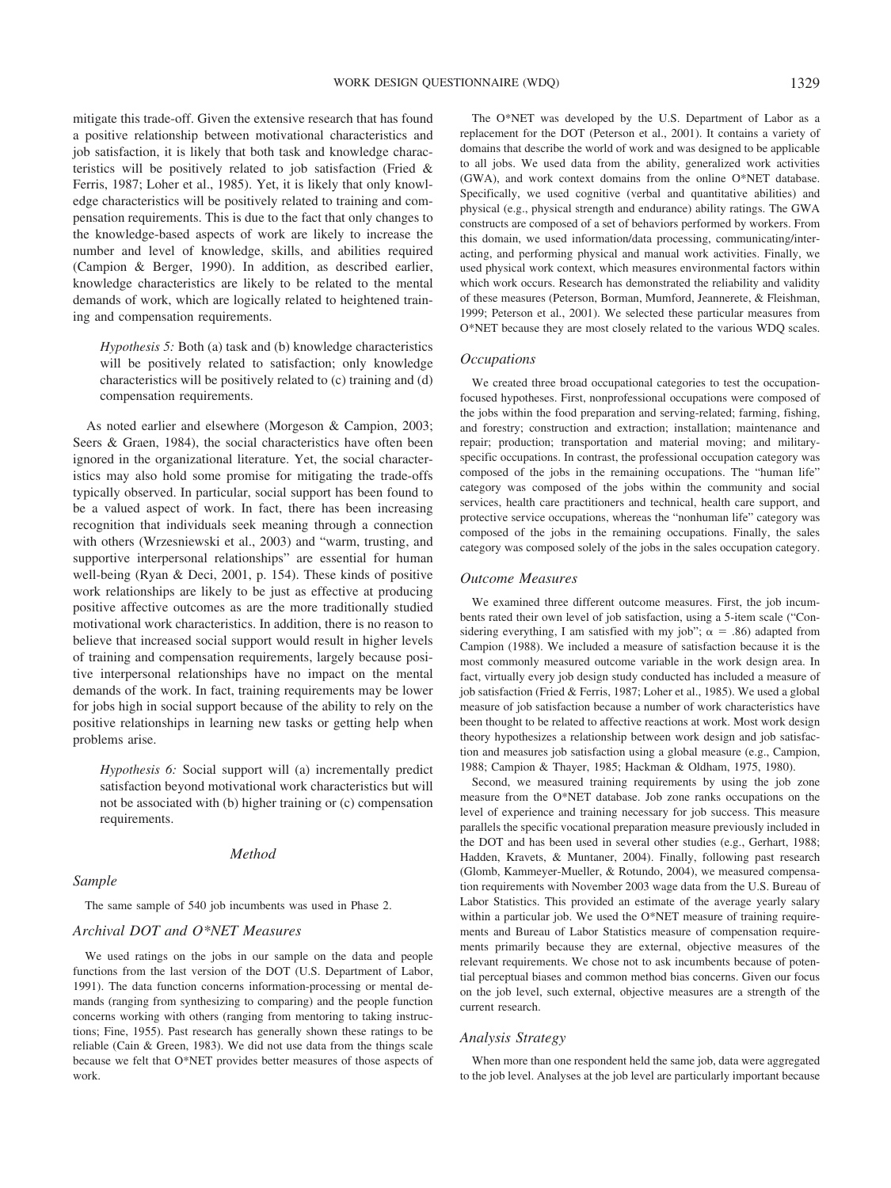mitigate this trade-off. Given the extensive research that has found a positive relationship between motivational characteristics and job satisfaction, it is likely that both task and knowledge characteristics will be positively related to job satisfaction (Fried & Ferris, 1987; Loher et al., 1985). Yet, it is likely that only knowledge characteristics will be positively related to training and compensation requirements. This is due to the fact that only changes to the knowledge-based aspects of work are likely to increase the number and level of knowledge, skills, and abilities required (Campion & Berger, 1990). In addition, as described earlier, knowledge characteristics are likely to be related to the mental demands of work, which are logically related to heightened training and compensation requirements.

> *Hypothesis 5:* Both (a) task and (b) knowledge characteristics will be positively related to satisfaction; only knowledge characteristics will be positively related to (c) training and (d) compensation requirements.

As noted earlier and elsewhere (Morgeson & Campion, 2003; Seers & Graen, 1984), the social characteristics have often been ignored in the organizational literature. Yet, the social characteristics may also hold some promise for mitigating the trade-offs typically observed. In particular, social support has been found to be a valued aspect of work. In fact, there has been increasing recognition that individuals seek meaning through a connection with others (Wrzesniewski et al., 2003) and "warm, trusting, and supportive interpersonal relationships" are essential for human well-being (Ryan & Deci, 2001, p. 154). These kinds of positive work relationships are likely to be just as effective at producing positive affective outcomes as are the more traditionally studied motivational work characteristics. In addition, there is no reason to believe that increased social support would result in higher levels of training and compensation requirements, largely because positive interpersonal relationships have no impact on the mental demands of the work. In fact, training requirements may be lower for jobs high in social support because of the ability to rely on the positive relationships in learning new tasks or getting help when problems arise.

> *Hypothesis 6:* Social support will (a) incrementally predict satisfaction beyond motivational work characteristics but will not be associated with (b) higher training or (c) compensation requirements.

## Method

### Sample

The same sample of 540 job incumbents was used in Phase 2.

### Archival DOT and O*NET Measures

We used ratings on the jobs in our sample on the data and people functions from the last version of the DOT (U.S. Department of Labor, 1991). The data function concerns information-processing or mental demands (ranging from synthesizing to comparing) and the people function concerns working with others (ranging from mentoring to taking instructions; Fine, 1955). Past research has generally shown these ratings to be reliable (Cain & Green, 1983). We did not use data from the things scale because we felt that O*NET provides better measures of those aspects of work.

The O*NET was developed by the U.S. Department of Labor as a replacement for the DOT (Peterson et al., 2001). It contains a variety of domains that describe the world of work and was designed to be applicable to all jobs. We used data from the ability, generalized work activities (GWA), and work context domains from the online O*NET database. Specifically, we used cognitive (verbal and quantitative abilities) and physical (e.g., physical strength and endurance) ability ratings. The GWA constructs are composed of a set of behaviors performed by workers. From this domain, we used information/data processing, communicating/interacting, and performing physical and manual work activities. Finally, we used physical work context, which measures environmental factors within which work occurs. Research has demonstrated the reliability and validity of these measures (Peterson, Borman, Mumford, Jeannerete, & Fleishman, 1999; Peterson et al., 2001). We selected these particular measures from O*NET because they are most closely related to the various WDQ scales.

### Occupations

We created three broad occupational categories to test the occupation-focused hypotheses. First, nonprofessional occupations were composed of the jobs within the food preparation and serving-related; farming, fishing, and forestry; construction and extraction; installation; maintenance and repair; production; transportation and material moving; and military-specific occupations. In contrast, the professional occupation category was composed of the jobs in the remaining occupations. The "human life" category was composed of the jobs within the community and social services, health care practitioners and technical, health care support, and protective service occupations, whereas the "nonhuman life" category was composed of the jobs in the remaining occupations. Finally, the sales category was composed solely of the jobs in the sales occupation category.

### Outcome Measures

We examined three different outcome measures. First, the job incumbents rated their own level of job satisfaction, using a 5-item scale ("Considering everything, I am satisfied with my job"; $\alpha = .86$) adapted from Campion (1988). We included a measure of satisfaction because it is the most commonly measured outcome variable in the work design area. In fact, virtually every job design study conducted has included a measure of job satisfaction (Fried & Ferris, 1987; Loher et al., 1985). We used a global measure of job satisfaction because a number of work characteristics have been thought to be related to affective reactions at work. Most work design theory hypothesizes a relationship between work design and job satisfaction and measures job satisfaction using a global measure (e.g., Campion, 1988; Campion & Thayer, 1985; Hackman & Oldham, 1975, 1980).

Second, we measured training requirements by using the job zone measure from the O*NET database. Job zone ranks occupations on the level of experience and training necessary for job success. This measure parallels the specific vocational preparation measure previously included in the DOT and has been used in several other studies (e.g., Gerhart, 1988; Hadden, Kravets, & Muntaner, 2004). Finally, following past research (Glomb, Kammeyer-Mueller, & Rotundo, 2004), we measured compensation requirements with November 2003 wage data from the U.S. Bureau of Labor Statistics. This provided an estimate of the average yearly salary within a particular job. We used the O*NET measure of training requirements and Bureau of Labor Statistics measure of compensation requirements primarily because they are external, objective measures of the relevant requirements. We chose not to ask incumbents because of potential perceptual biases and common method bias concerns. Given our focus on the job level, such external, objective measures are a strength of the current research.

### Analysis Strategy

When more than one respondent held the same job, data were aggregated to the job level. Analyses at the job level are particularly important because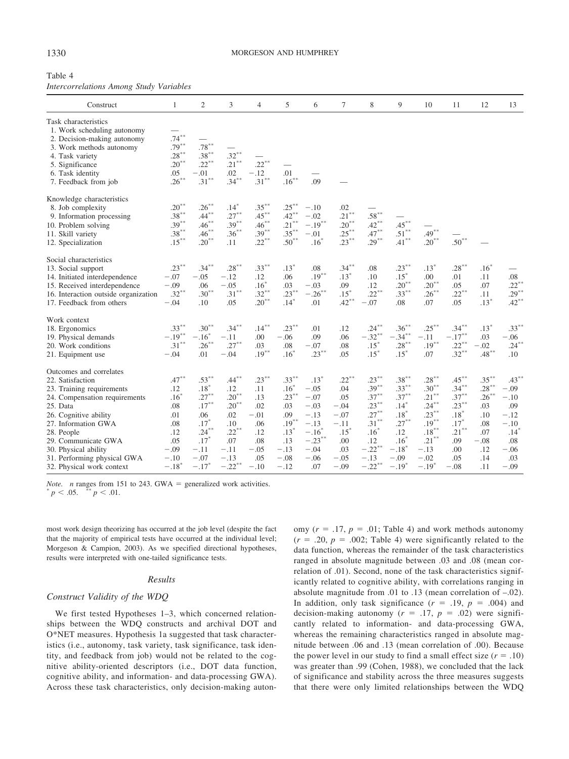Table 4
*Intercorrelations Among Study Variables*

| Construct | 1 | 2 | 3 | 4 | 5 | 6 | 7 | 8 | 9 | 10 | 11 | 12 | 13 |
|---|---|---|---|---|---|---|---|---|---|---|---|---|---|
| Task characteristics | | | | | | | | | | | | | |
| 1. Work scheduling autonomy | — | | | | | | | | | | | | |
| 2. Decision-making autonomy | .74** | — | | | | | | | | | | | |
| 3. Work methods autonomy | .79** | .78** | — | | | | | | | | | | |
| 4. Task variety | .28** | .38** | .32** | — | | | | | | | | | |
| 5. Significance | .20** | .22** | .21** | .22** | — | | | | | | | | |
| 6. Task identity | .05 | −.01 | .02 | −.12 | .01 | — | | | | | | | |
| 7. Feedback from job | .26** | .31** | .34** | .31** | .16** | .09 | — | | | | | | |
| Knowledge characteristics | | | | | | | | | | | | | |
| 8. Job complexity | .20** | .26** | .14* | .35** | .25** | −.10 | .02 | — | | | | | |
| 9. Information processing | .38** | .44** | .27** | .45** | .42** | −.02 | .21** | .58** | — | | | | |
| 10. Problem solving | .39** | .46** | .39** | .46** | .21** | −.19** | .20** | .42** | .45** | — | | | |
| 11. Skill variety | .38** | .46** | .36** | .39** | .35** | −.01 | .25** | .47** | .51** | .49** | — | | |
| 12. Specialization | .15** | .20** | .11 | .22** | .50** | .16* | .23** | .29** | .41** | .20** | .50** | — | |
| Social characteristics | | | | | | | | | | | | | |
| 13. Social support | .23** | .34** | .28** | .33** | .13* | .08 | .34** | .08 | .23** | .13* | .28** | .16* | — |
| 14. Initiated interdependence | −.07 | −.05 | −.12 | .12 | .06 | .19** | .13* | .10 | .15* | .00 | .01 | .11 | .08 |
| 15. Received interdependence | −.09 | .06 | −.05 | .16* | .03 | −.03 | .09 | .12 | .20** | .20** | .05 | .07 | .22** |
| 16. Interaction outside organization | .32** | .30** | .31** | .32** | .23** | −.26** | .15* | .22** | .33** | .26** | .22** | .11 | .29** |
| 17. Feedback from others | −.04 | .10 | .05 | .20** | .14* | .01 | .42** | −.07 | .08 | .07 | .05 | .13* | .42** |
| Work context | | | | | | | | | | | | | |
| 18. Ergonomics | .33** | .30** | .34** | .14** | .23** | .01 | .12 | .24** | .36** | .25** | .34** | .13* | .33** |
| 19. Physical demands | −.19** | −.16* | −.11 | .00 | −.06 | .09 | .06 | −.32** | −.34** | −.11 | −.17** | .03 | −.06 |
| 20. Work conditions | .31** | .26** | .27** | .03 | .08 | −.07 | .08 | .15* | .28** | .19** | .22** | −.02 | .24** |
| 21. Equipment use | −.04 | .01 | −.04 | .19** | .16* | .23** | .05 | .15* | .15* | .07 | .32** | .48** | .10 |
| Outcomes and correlates | | | | | | | | | | | | | |
| 22. Satisfaction | .47** | .53** | .44** | .23** | .33** | .13* | .22** | .23** | .38** | .28** | .45** | .35** | .43** |
| 23. Training requirements | .12 | .18* | .12 | .11 | .16* | −.05 | .04 | .39** | .33** | .30** | .34** | .28** | −.09 |
| 24. Compensation requirements | .16* | .27** | .20** | .13 | .23** | −.07 | .05 | .37** | .37** | .21** | .37** | .26** | −.10 |
| 25. Data | .08 | .17** | .20** | .02 | .03 | −.03 | −.04 | .23** | .14* | .24** | .23** | .03 | .09 |
| 26. Cognitive ability | .01 | .06 | .02 | −.01 | .09 | −.13 | −.07 | .27** | .18* | .23** | .18* | .10 | −.12 |
| 27. Information GWA | .08 | .17* | .10 | .06 | .19** | −.13 | −.11 | .31** | .27** | .19** | .17* | .08 | −.10 |
| 28. People | .12 | .24** | .22** | .12 | .13* | −.16* | .15* | .16* | .12 | .18** | .21** | .07 | .14* |
| 29. Communicate GWA | .05 | .17* | .07 | .08 | .13 | −.23** | .00 | .12 | .16* | .21** | .09 | −.08 | .08 |
| 30. Physical ability | −.09 | −.11 | −.11 | −.05 | −.13 | −.04 | .03 | −.22** | −.18* | −.13 | .00 | .12 | −.06 |
| 31. Performing physical GWA | −.10 | −.07 | −.13 | .05 | −.08 | −.06 | −.05 | −.13 | −.09 | −.02 | .05 | .14 | .03 |
| 32. Physical work context | −.18* | −.17* | −.22** | −.10 | −.12 | .07 | −.09 | −.22** | −.19* | −.19* | −.08 | .11 | −.09 |

*Note.* n ranges from 151 to 243. GWA = generalized work activities.
* $p < .05$. ** $p < .01$.

most work design theorizing has occurred at the job level (despite the fact that the majority of empirical tests have occurred at the individual level; Morgeson & Campion, 2003). As we specified directional hypotheses, results were interpreted with one-tailed significance tests.

## Results

### Construct Validity of the WDQ

We first tested Hypotheses 1–3, which concerned relationships between the WDQ constructs and archival DOT and O*NET measures. Hypothesis 1a suggested that task characteristics (i.e., autonomy, task variety, task significance, task identity, and feedback from job) would not be related to the cognitive ability-oriented descriptors (i.e., DOT data function, cognitive ability, and information- and data-processing GWA). Across these task characteristics, only decision-making autonomy ($r = .17$, $p = .01$; Table 4) and work methods autonomy ($r = .20$, $p = .002$; Table 4) were significantly related to the data function, whereas the remainder of the task characteristics ranged in absolute magnitude between .03 and .08 (mean correlation of .01). Second, none of the task characteristics significantly related to cognitive ability, with correlations ranging in absolute magnitude from .01 to .13 (mean correlation of –.02). In addition, only task significance ($r = .19$, $p = .004$) and decision-making autonomy ($r = .17$, $p = .02$) were significantly related to information- and data-processing GWA, whereas the remaining characteristics ranged in absolute magnitude between .06 and .13 (mean correlation of .00). Because the power level in our study to find a small effect size ($r = .10$) was greater than .99 (Cohen, 1988), we concluded that the lack of significance and stability across the three measures suggests that there were only limited relationships between the WDQ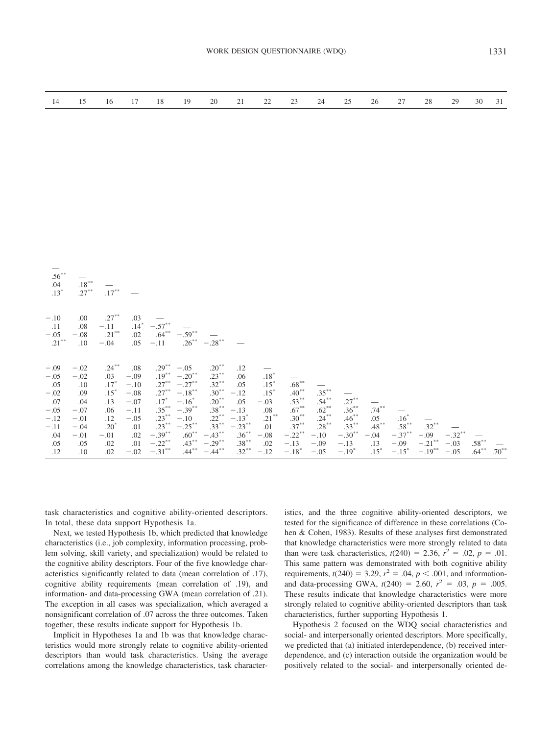| Variable | 14 | 15 | 16 | 17 | 18 | 19 | 20 | 21 | 22 | 23 | 24 | 25 | 26 | 27 | 28 | 29 | 30 | 31 |
|---|---|---|---|---|---|---|---|---|---|---|---|---|---|---|---|---|---|---|
| 14 | — | | | | | | | | | | | | | | | | | |
| 15 | .56$^{**}$ | — | | | | | | | | | | | | | | | | |
| 16 | .04 | .18$^{**}$ | — | | | | | | | | | | | | | | | |
| 17 | .13$^{*}$ | .27$^{**}$ | .17$^{**}$ | — | | | | | | | | | | | | | | |
| 18 | −.10 | .00 | .27$^{**}$ | .03 | — | | | | | | | | | | | | | |
| 19 | .11 | .08 | −.11 | .14$^{*}$ | −.57$^{**}$ | — | | | | | | | | | | | | |
| 20 | −.05 | −.08 | .21$^{**}$ | .02 | .64$^{**}$ | −.59$^{**}$ | — | | | | | | | | | | | |
| 21 | .21$^{**}$ | .10 | −.04 | .05 | −.11 | .26$^{**}$ | −.28$^{**}$ | — | | | | | | | | | | |
| 22 | −.09 | −.02 | .24$^{**}$ | .08 | .29$^{**}$ | −.05 | .20$^{**}$ | .12 | — | | | | | | | | | |
| 23 | −.05 | −.02 | .03 | −.09 | .19$^{**}$ | −.20$^{**}$ | .23$^{**}$ | .06 | .18$^{*}$ | — | | | | | | | | |
| 24 | .05 | .10 | .17$^{*}$ | −.10 | .27$^{**}$ | −.27$^{**}$ | .32$^{**}$ | .05 | .15$^{*}$ | .68$^{**}$ | — | | | | | | | |
| 25 | −.02 | .09 | .15$^{*}$ | −.08 | .27$^{**}$ | −.18$^{**}$ | .30$^{**}$ | −.12 | .15$^{*}$ | .40$^{**}$ | .35$^{**}$ | — | | | | | | |
| 26 | .07 | .04 | .13 | −.07 | .17$^{*}$ | −.16$^{*}$ | .20$^{**}$ | .05 | −.03 | .53$^{**}$ | .54$^{**}$ | .27$^{**}$ | — | | | | | |
| 27 | −.05 | −.07 | .06 | −.11 | .35$^{**}$ | −.39$^{**}$ | .38$^{**}$ | −.13 | .08 | .67$^{**}$ | .62$^{**}$ | .36$^{**}$ | .74$^{**}$ | — | | | | |
| 28 | −.12 | −.01 | .12 | −.05 | .23$^{**}$ | −.10 | .22$^{**}$ | −.13$^{*}$ | .21$^{**}$ | .30$^{**}$ | .24$^{**}$ | .46$^{**}$ | .05 | .16$^{*}$ | — | | | |
| 29 | −.11 | −.04 | .20$^{*}$ | .01 | .23$^{**}$ | −.25$^{**}$ | .33$^{**}$ | −.23$^{**}$ | .01 | .37$^{**}$ | .28$^{**}$ | .33$^{**}$ | .48$^{**}$ | .58$^{**}$ | .32$^{**}$ | — | | |
| 30 | .04 | −.01 | −.01 | .02 | −.39$^{**}$ | .60$^{**}$ | −.43$^{**}$ | .36$^{**}$ | −.08 | −.22$^{**}$ | −.10 | −.30$^{**}$ | −.04 | −.37$^{**}$ | −.09 | −.32$^{**}$ | — | |
| 31 | .05 | .05 | .02 | .01 | −.22$^{**}$ | .43$^{**}$ | −.29$^{**}$ | .38$^{**}$ | .02 | −.13 | −.09 | −.13 | .13 | −.09 | −.21$^{**}$ | −.03 | .58$^{**}$ | — |
| 32 | .12 | .10 | .02 | −.02 | −.31$^{**}$ | .44$^{**}$ | −.44$^{**}$ | .32$^{**}$ | −.12 | −.18$^{*}$ | −.05 | −.19$^{*}$ | .15$^{*}$ | −.15$^{*}$ | −.19$^{**}$ | −.05 | .64$^{**}$ | .70$^{**}$ |

task characteristics and cognitive ability-oriented descriptors. In total, these data support Hypothesis 1a.

Next, we tested Hypothesis 1b, which predicted that knowledge characteristics (i.e., job complexity, information processing, problem solving, skill variety, and specialization) would be related to the cognitive ability descriptors. Four of the five knowledge characteristics significantly related to data (mean correlation of .17), cognitive ability requirements (mean correlation of .19), and information- and data-processing GWA (mean correlation of .21). The exception in all cases was specialization, which averaged a nonsignificant correlation of .07 across the three outcomes. Taken together, these results indicate support for Hypothesis 1b.

Implicit in Hypotheses 1a and 1b was that knowledge characteristics would more strongly relate to cognitive ability-oriented descriptors than would task characteristics. Using the average correlations among the knowledge characteristics, task characteristics, and the three cognitive ability-oriented descriptors, we tested for the significance of difference in these correlations (Cohen & Cohen, 1983). Results of these analyses first demonstrated that knowledge characteristics were more strongly related to data than were task characteristics, $t(240) = 2.36$, $r^2 = .02$, $p = .01$. This same pattern was demonstrated with both cognitive ability requirements, $t(240) = 3.29$, $r^2 = .04$, $p < .001$, and information- and data-processing GWA, $t(240) = 2.60$, $r^2 = .03$, $p = .005$. These results indicate that knowledge characteristics were more strongly related to cognitive ability-oriented descriptors than task characteristics, further supporting Hypothesis 1.

Hypothesis 2 focused on the WDQ social characteristics and social- and interpersonally oriented descriptors. More specifically, we predicted that (a) initiated interdependence, (b) received interdependence, and (c) interaction outside the organization would be positively related to the social- and interpersonally oriented de-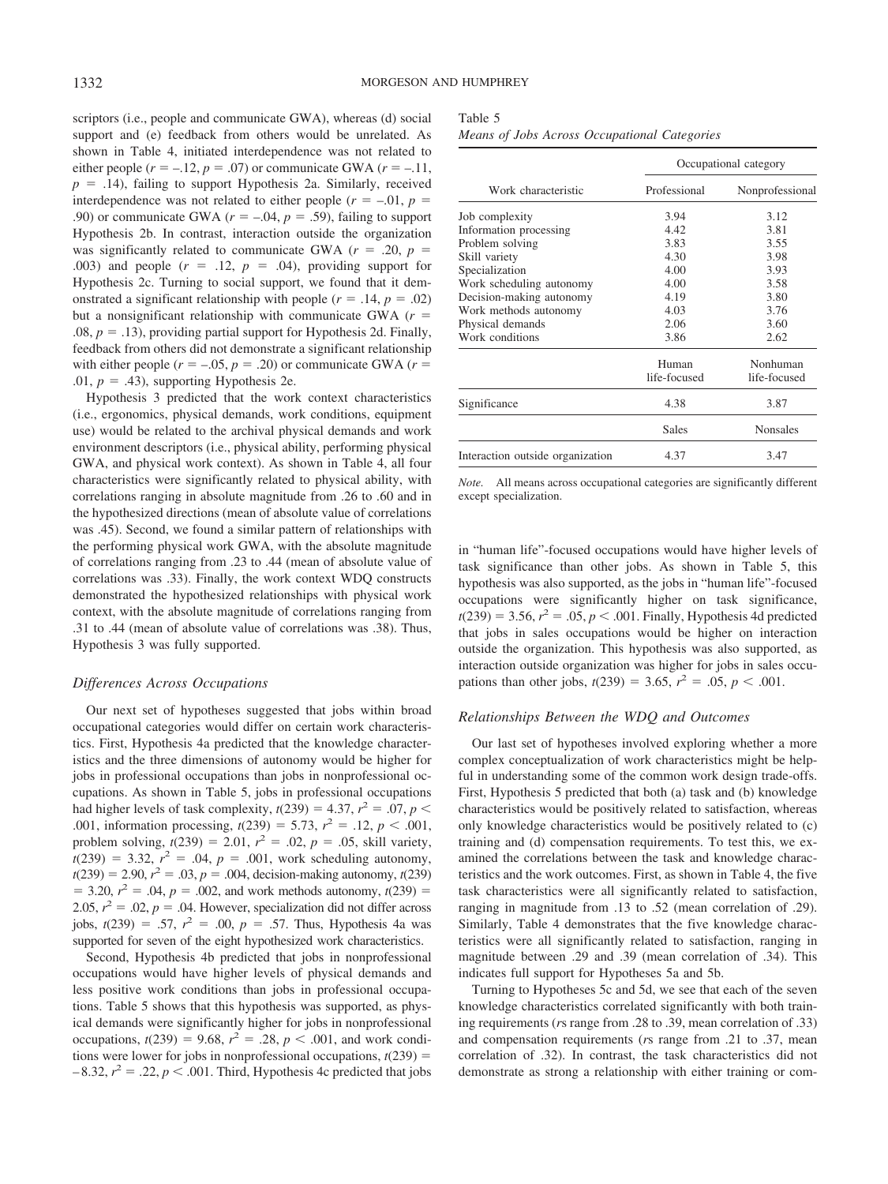scriptors (i.e., people and communicate GWA), whereas (d) social support and (e) feedback from others would be unrelated. As shown in Table 4, initiated interdependence was not related to either people ($r = -.12$, $p = .07$) or communicate GWA ($r = -.11$, $p = .14$), failing to support Hypothesis 2a. Similarly, received interdependence was not related to either people ($r = -.01$, $p = .90$) or communicate GWA ($r = -.04$, $p = .59$), failing to support Hypothesis 2b. In contrast, interaction outside the organization was significantly related to communicate GWA ($r = .20$, $p = .003$) and people ($r = .12$, $p = .04$), providing support for Hypothesis 2c. Turning to social support, we found that it demonstrated a significant relationship with people ($r = .14$, $p = .02$) but a nonsignificant relationship with communicate GWA ($r = .08$, $p = .13$), providing partial support for Hypothesis 2d. Finally, feedback from others did not demonstrate a significant relationship with either people ($r = -.05$, $p = .20$) or communicate GWA ($r = .01$, $p = .43$), supporting Hypothesis 2e.

Hypothesis 3 predicted that the work context characteristics (i.e., ergonomics, physical demands, work conditions, equipment use) would be related to the archival physical demands and work environment descriptors (i.e., physical ability, performing physical GWA, and physical work context). As shown in Table 4, all four characteristics were significantly related to physical ability, with correlations ranging in absolute magnitude from .26 to .60 and in the hypothesized directions (mean of absolute value of correlations was .45). Second, we found a similar pattern of relationships with the performing physical work GWA, with the absolute magnitude of correlations ranging from .23 to .44 (mean of absolute value of correlations was .33). Finally, the work context WDQ constructs demonstrated the hypothesized relationships with physical work context, with the absolute magnitude of correlations ranging from .31 to .44 (mean of absolute value of correlations was .38). Thus, Hypothesis 3 was fully supported.

### *Differences Across Occupations*

Our next set of hypotheses suggested that jobs within broad occupational categories would differ on certain work characteristics. First, Hypothesis 4a predicted that the knowledge characteristics and the three dimensions of autonomy would be higher for jobs in professional occupations than jobs in nonprofessional occupations. As shown in Table 5, jobs in professional occupations had higher levels of task complexity, $t(239) = 4.37$, $r^2 = .07$, $p < .001$, information processing, $t(239) = 5.73$, $r^2 = .12$, $p < .001$, problem solving, $t(239) = 2.01$, $r^2 = .02$, $p = .05$, skill variety, $t(239) = 3.32$, $r^2 = .04$, $p = .001$, work scheduling autonomy, $t(239) = 2.90$, $r^2 = .03$, $p = .004$, decision-making autonomy, $t(239) = 3.20$, $r^2 = .04$, $p = .002$, and work methods autonomy, $t(239) = 2.05$, $r^2 = .02$, $p = .04$. However, specialization did not differ across jobs, $t(239) = .57$, $r^2 = .00$, $p = .57$. Thus, Hypothesis 4a was supported for seven of the eight hypothesized work characteristics.

Second, Hypothesis 4b predicted that jobs in nonprofessional occupations would have higher levels of physical demands and less positive work conditions than jobs in professional occupations. Table 5 shows that this hypothesis was supported, as physical demands were significantly higher for jobs in nonprofessional occupations, $t(239) = 9.68$, $r^2 = .28$, $p < .001$, and work conditions were lower for jobs in nonprofessional occupations, $t(239) = -8.32$, $r^2 = .22$, $p < .001$. Third, Hypothesis 4c predicted that jobs in "human life"-focused occupations would have higher levels of task significance than other jobs. As shown in Table 5, this hypothesis was also supported, as the jobs in "human life"-focused occupations were significantly higher on task significance, $t(239) = 3.56$, $r^2 = .05$, $p < .001$. Finally, Hypothesis 4d predicted that jobs in sales occupations would be higher on interaction outside the organization. This hypothesis was also supported, as interaction outside organization was higher for jobs in sales occupations than other jobs, $t(239) = 3.65$, $r^2 = .05$, $p < .001$.

Table 5
*Means of Jobs Across Occupational Categories*

| Work characteristic | Occupational category | |
|---|---|---|
| | Professional | Nonprofessional |
| Job complexity | 3.94 | 3.12 |
| Information processing | 4.42 | 3.81 |
| Problem solving | 3.83 | 3.55 |
| Skill variety | 4.30 | 3.98 |
| Specialization | 4.00 | 3.93 |
| Work scheduling autonomy | 4.00 | 3.58 |
| Decision-making autonomy | 4.19 | 3.80 |
| Work methods autonomy | 4.03 | 3.76 |
| Physical demands | 2.06 | 3.60 |
| Work conditions | 3.86 | 2.62 |
| | Human life-focused | Nonhuman life-focused |
| Significance | 4.38 | 3.87 |
| | Sales | Nonsales |
| Interaction outside organization | 4.37 | 3.47 |

*Note.* All means across occupational categories are significantly different except specialization.

### *Relationships Between the WDQ and Outcomes*

Our last set of hypotheses involved exploring whether a more complex conceptualization of work characteristics might be helpful in understanding some of the common work design trade-offs. First, Hypothesis 5 predicted that both (a) task and (b) knowledge characteristics would be positively related to satisfaction, whereas only knowledge characteristics would be positively related to (c) training and (d) compensation requirements. To test this, we examined the correlations between the task and knowledge characteristics and the work outcomes. First, as shown in Table 4, the five task characteristics were all significantly related to satisfaction, ranging in magnitude from .13 to .52 (mean correlation of .29). Similarly, Table 4 demonstrates that the five knowledge characteristics were all significantly related to satisfaction, ranging in magnitude between .29 and .39 (mean correlation of .34). This indicates full support for Hypotheses 5a and 5b.

Turning to Hypotheses 5c and 5d, we see that each of the seven knowledge characteristics correlated significantly with both training requirements (*r*s range from .28 to .39, mean correlation of .33) and compensation requirements (*r*s range from .21 to .37, mean correlation of .32). In contrast, the task characteristics did not demonstrate as strong a relationship with either training or com-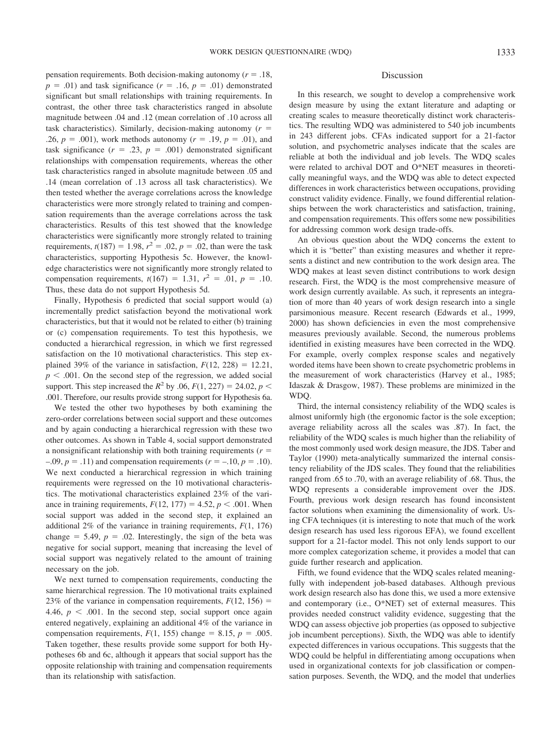pensation requirements. Both decision-making autonomy ($r = .18$, $p = .01$) and task significance ($r = .16$, $p = .01$) demonstrated significant but small relationships with training requirements. In contrast, the other three task characteristics ranged in absolute magnitude between .04 and .12 (mean correlation of .10 across all task characteristics). Similarly, decision-making autonomy ($r = .26$, $p = .001$), work methods autonomy ($r = .19$, $p = .01$), and task significance ($r = .23$, $p = .001$) demonstrated significant relationships with compensation requirements, whereas the other task characteristics ranged in absolute magnitude between .05 and .14 (mean correlation of .13 across all task characteristics). We then tested whether the average correlations across the knowledge characteristics were more strongly related to training and compensation requirements than the average correlations across the task characteristics. Results of this test showed that the knowledge characteristics were significantly more strongly related to training requirements, $t(187) = 1.98$, $r^2 = .02$, $p = .02$, than were the task characteristics, supporting Hypothesis 5c. However, the knowledge characteristics were not significantly more strongly related to compensation requirements, $t(167) = 1.31$, $r^2 = .01$, $p = .10$. Thus, these data do not support Hypothesis 5d.

Finally, Hypothesis 6 predicted that social support would (a) incrementally predict satisfaction beyond the motivational work characteristics, but that it would not be related to either (b) training or (c) compensation requirements. To test this hypothesis, we conducted a hierarchical regression, in which we first regressed satisfaction on the 10 motivational characteristics. This step explained 39% of the variance in satisfaction, $F(12, 228) = 12.21$, $p < .001$. On the second step of the regression, we added social support. This step increased the $R^2$ by .06, $F(1, 227) = 24.02$, $p < .001$. Therefore, our results provide strong support for Hypothesis 6a.

We tested the other two hypotheses by both examining the zero-order correlations between social support and these outcomes and by again conducting a hierarchical regression with these two other outcomes. As shown in Table 4, social support demonstrated a nonsignificant relationship with both training requirements ($r = -.09$, $p = .11$) and compensation requirements ($r = -.10$, $p = .10$). We next conducted a hierarchical regression in which training requirements were regressed on the 10 motivational characteristics. The motivational characteristics explained 23% of the variance in training requirements, $F(12, 177) = 4.52$, $p < .001$. When social support was added in the second step, it explained an additional 2% of the variance in training requirements, $F(1, 176)$ change $= 5.49$, $p = .02$. Interestingly, the sign of the beta was negative for social support, meaning that increasing the level of social support was negatively related to the amount of training necessary on the job.

We next turned to compensation requirements, conducting the same hierarchical regression. The 10 motivational traits explained 23% of the variance in compensation requirements, $F(12, 156) = 4.46$, $p < .001$. In the second step, social support once again entered negatively, explaining an additional 4% of the variance in compensation requirements, $F(1, 155)$ change $= 8.15$, $p = .005$. Taken together, these results provide some support for both Hypotheses 6b and 6c, although it appears that social support has the opposite relationship with training and compensation requirements than its relationship with satisfaction.

## Discussion

In this research, we sought to develop a comprehensive work design measure by using the extant literature and adapting or creating scales to measure theoretically distinct work characteristics. The resulting WDQ was administered to 540 job incumbents in 243 different jobs. CFAs indicated support for a 21-factor solution, and psychometric analyses indicate that the scales are reliable at both the individual and job levels. The WDQ scales were related to archival DOT and O*NET measures in theoretically meaningful ways, and the WDQ was able to detect expected differences in work characteristics between occupations, providing construct validity evidence. Finally, we found differential relationships between the work characteristics and satisfaction, training, and compensation requirements. This offers some new possibilities for addressing common work design trade-offs.

An obvious question about the WDQ concerns the extent to which it is "better" than existing measures and whether it represents a distinct and new contribution to the work design area. The WDQ makes at least seven distinct contributions to work design research. First, the WDQ is the most comprehensive measure of work design currently available. As such, it represents an integration of more than 40 years of work design research into a single parsimonious measure. Recent research (Edwards et al., 1999, 2000) has shown deficiencies in even the most comprehensive measures previously available. Second, the numerous problems identified in existing measures have been corrected in the WDQ. For example, overly complex response scales and negatively worded items have been shown to create psychometric problems in the measurement of work characteristics (Harvey et al., 1985; Idaszak & Drasgow, 1987). These problems are minimized in the WDQ.

Third, the internal consistency reliability of the WDQ scales is almost uniformly high (the ergonomic factor is the sole exception; average reliability across all the scales was .87). In fact, the reliability of the WDQ scales is much higher than the reliability of the most commonly used work design measure, the JDS. Taber and Taylor (1990) meta-analytically summarized the internal consistency reliability of the JDS scales. They found that the reliabilities ranged from .65 to .70, with an average reliability of .68. Thus, the WDQ represents a considerable improvement over the JDS. Fourth, previous work design research has found inconsistent factor solutions when examining the dimensionality of work. Using CFA techniques (it is interesting to note that much of the work design research has used less rigorous EFA), we found excellent support for a 21-factor model. This not only lends support to our more complex categorization scheme, it provides a model that can guide further research and application.

Fifth, we found evidence that the WDQ scales related meaningfully with independent job-based databases. Although previous work design research also has done this, we used a more extensive and contemporary (i.e., O*NET) set of external measures. This provides needed construct validity evidence, suggesting that the WDQ can assess objective job properties (as opposed to subjective job incumbent perceptions). Sixth, the WDQ was able to identify expected differences in various occupations. This suggests that the WDQ could be helpful in differentiating among occupations when used in organizational contexts for job classification or compensation purposes. Seventh, the WDQ, and the model that underlies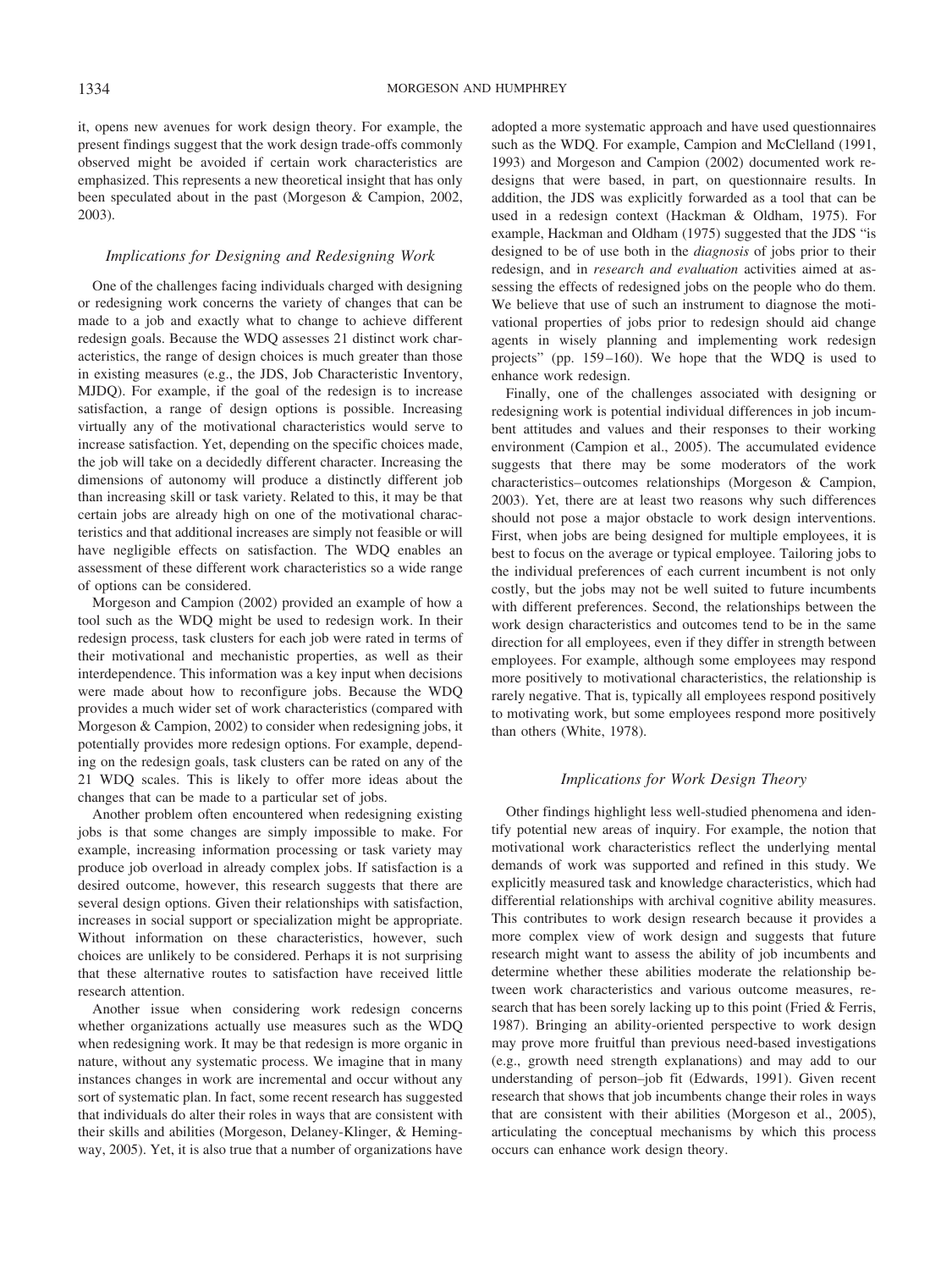it, opens new avenues for work design theory. For example, the present findings suggest that the work design trade-offs commonly observed might be avoided if certain work characteristics are emphasized. This represents a new theoretical insight that has only been speculated about in the past (Morgeson & Campion, 2002, 2003).

### *Implications for Designing and Redesigning Work*

One of the challenges facing individuals charged with designing or redesigning work concerns the variety of changes that can be made to a job and exactly what to change to achieve different redesign goals. Because the WDQ assesses 21 distinct work characteristics, the range of design choices is much greater than those in existing measures (e.g., the JDS, Job Characteristic Inventory, MJDQ). For example, if the goal of the redesign is to increase satisfaction, a range of design options is possible. Increasing virtually any of the motivational characteristics would serve to increase satisfaction. Yet, depending on the specific choices made, the job will take on a decidedly different character. Increasing the dimensions of autonomy will produce a distinctly different job than increasing skill or task variety. Related to this, it may be that certain jobs are already high on one of the motivational characteristics and that additional increases are simply not feasible or will have negligible effects on satisfaction. The WDQ enables an assessment of these different work characteristics so a wide range of options can be considered.

Morgeson and Campion (2002) provided an example of how a tool such as the WDQ might be used to redesign work. In their redesign process, task clusters for each job were rated in terms of their motivational and mechanistic properties, as well as their interdependence. This information was a key input when decisions were made about how to reconfigure jobs. Because the WDQ provides a much wider set of work characteristics (compared with Morgeson & Campion, 2002) to consider when redesigning jobs, it potentially provides more redesign options. For example, depending on the redesign goals, task clusters can be rated on any of the 21 WDQ scales. This is likely to offer more ideas about the changes that can be made to a particular set of jobs.

Another problem often encountered when redesigning existing jobs is that some changes are simply impossible to make. For example, increasing information processing or task variety may produce job overload in already complex jobs. If satisfaction is a desired outcome, however, this research suggests that there are several design options. Given their relationships with satisfaction, increases in social support or specialization might be appropriate. Without information on these characteristics, however, such choices are unlikely to be considered. Perhaps it is not surprising that these alternative routes to satisfaction have received little research attention.

Another issue when considering work redesign concerns whether organizations actually use measures such as the WDQ when redesigning work. It may be that redesign is more organic in nature, without any systematic process. We imagine that in many instances changes in work are incremental and occur without any sort of systematic plan. In fact, some recent research has suggested that individuals do alter their roles in ways that are consistent with their skills and abilities (Morgeson, Delaney-Klinger, & Hemingway, 2005). Yet, it is also true that a number of organizations have adopted a more systematic approach and have used questionnaires such as the WDQ. For example, Campion and McClelland (1991, 1993) and Morgeson and Campion (2002) documented work redesigns that were based, in part, on questionnaire results. In addition, the JDS was explicitly forwarded as a tool that can be used in a redesign context (Hackman & Oldham, 1975). For example, Hackman and Oldham (1975) suggested that the JDS "is designed to be of use both in the *diagnosis* of jobs prior to their redesign, and in *research and evaluation* activities aimed at assessing the effects of redesigned jobs on the people who do them. We believe that use of such an instrument to diagnose the motivational properties of jobs prior to redesign should aid change agents in wisely planning and implementing work redesign projects" (pp. 159–160). We hope that the WDQ is used to enhance work redesign.

Finally, one of the challenges associated with designing or redesigning work is potential individual differences in job incumbent attitudes and values and their responses to their working environment (Campion et al., 2005). The accumulated evidence suggests that there may be some moderators of the work characteristics–outcomes relationships (Morgeson & Campion, 2003). Yet, there are at least two reasons why such differences should not pose a major obstacle to work design interventions. First, when jobs are being designed for multiple employees, it is best to focus on the average or typical employee. Tailoring jobs to the individual preferences of each current incumbent is not only costly, but the jobs may not be well suited to future incumbents with different preferences. Second, the relationships between the work design characteristics and outcomes tend to be in the same direction for all employees, even if they differ in strength between employees. For example, although some employees may respond more positively to motivational characteristics, the relationship is rarely negative. That is, typically all employees respond positively to motivating work, but some employees respond more positively than others (White, 1978).

### *Implications for Work Design Theory*

Other findings highlight less well-studied phenomena and identify potential new areas of inquiry. For example, the notion that motivational work characteristics reflect the underlying mental demands of work was supported and refined in this study. We explicitly measured task and knowledge characteristics, which had differential relationships with archival cognitive ability measures. This contributes to work design research because it provides a more complex view of work design and suggests that future research might want to assess the ability of job incumbents and determine whether these abilities moderate the relationship between work characteristics and various outcome measures, research that has been sorely lacking up to this point (Fried & Ferris, 1987). Bringing an ability-oriented perspective to work design may prove more fruitful than previous need-based investigations (e.g., growth need strength explanations) and may add to our understanding of person–job fit (Edwards, 1991). Given recent research that shows that job incumbents change their roles in ways that are consistent with their abilities (Morgeson et al., 2005), articulating the conceptual mechanisms by which this process occurs can enhance work design theory.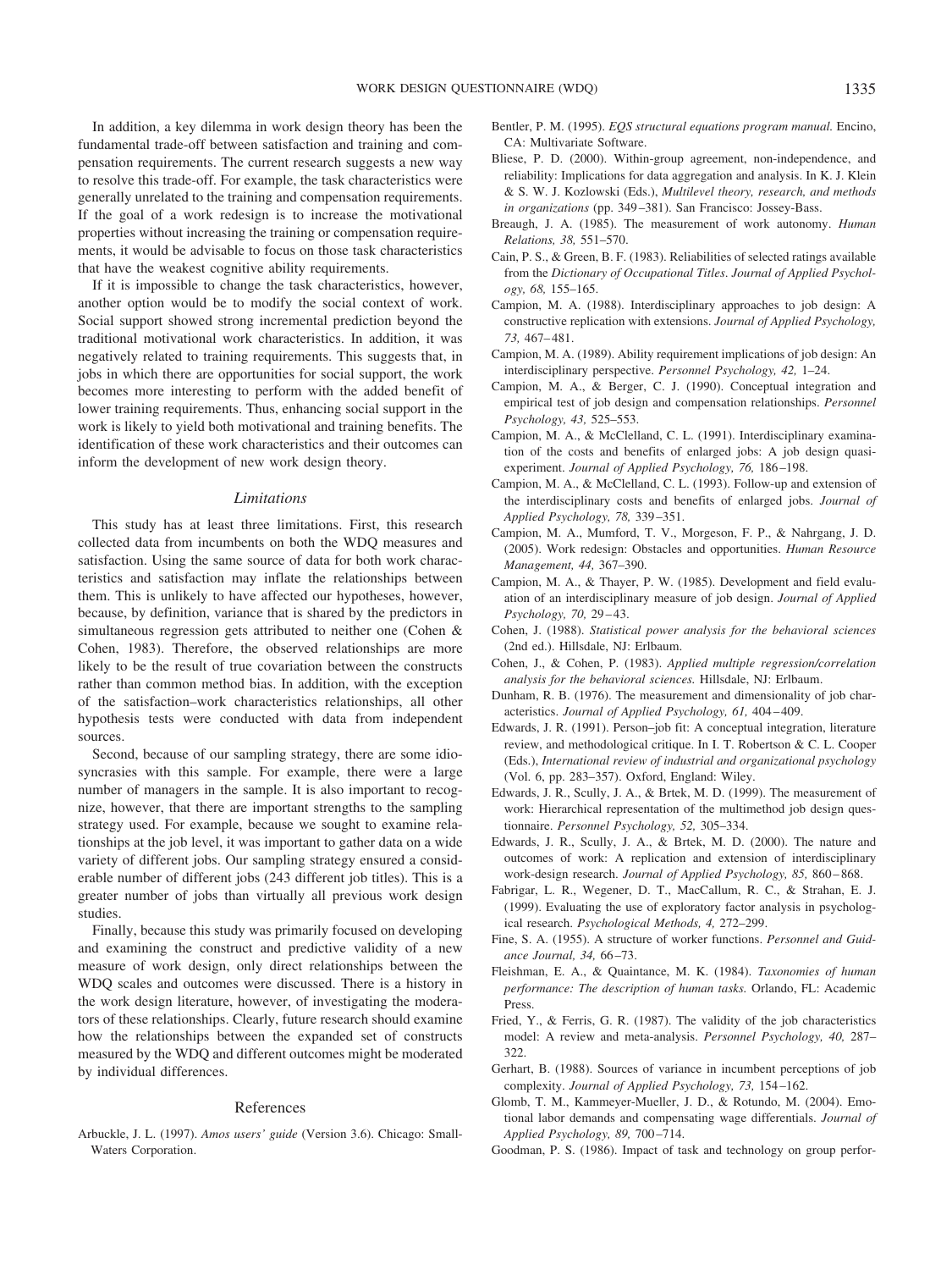In addition, a key dilemma in work design theory has been the fundamental trade-off between satisfaction and training and compensation requirements. The current research suggests a new way to resolve this trade-off. For example, the task characteristics were generally unrelated to the training and compensation requirements. If the goal of a work redesign is to increase the motivational properties without increasing the training or compensation requirements, it would be advisable to focus on those task characteristics that have the weakest cognitive ability requirements.

If it is impossible to change the task characteristics, however, another option would be to modify the social context of work. Social support showed strong incremental prediction beyond the traditional motivational work characteristics. In addition, it was negatively related to training requirements. This suggests that, in jobs in which there are opportunities for social support, the work becomes more interesting to perform with the added benefit of lower training requirements. Thus, enhancing social support in the work is likely to yield both motivational and training benefits. The identification of these work characteristics and their outcomes can inform the development of new work design theory.

### *Limitations*

This study has at least three limitations. First, this research collected data from incumbents on both the WDQ measures and satisfaction. Using the same source of data for both work characteristics and satisfaction may inflate the relationships between them. This is unlikely to have affected our hypotheses, however, because, by definition, variance that is shared by the predictors in simultaneous regression gets attributed to neither one (Cohen & Cohen, 1983). Therefore, the observed relationships are more likely to be the result of true covariation between the constructs rather than common method bias. In addition, with the exception of the satisfaction–work characteristics relationships, all other hypothesis tests were conducted with data from independent sources.

Second, because of our sampling strategy, there are some idiosyncrasies with this sample. For example, there were a large number of managers in the sample. It is also important to recognize, however, that there are important strengths to the sampling strategy used. For example, because we sought to examine relationships at the job level, it was important to gather data on a wide variety of different jobs. Our sampling strategy ensured a considerable number of different jobs (243 different job titles). This is a greater number of jobs than virtually all previous work design studies.

Finally, because this study was primarily focused on developing and examining the construct and predictive validity of a new measure of work design, only direct relationships between the WDQ scales and outcomes were discussed. There is a history in the work design literature, however, of investigating the moderators of these relationships. Clearly, future research should examine how the relationships between the expanded set of constructs measured by the WDQ and different outcomes might be moderated by individual differences.

## References

Arbuckle, J. L. (1997). *Amos users' guide* (Version 3.6). Chicago: SmallWaters Corporation.

Bentler, P. M. (1995). *EQS structural equations program manual.* Encino, CA: Multivariate Software.

Bliese, P. D. (2000). Within-group agreement, non-independence, and reliability: Implications for data aggregation and analysis. In K. J. Klein & S. W. J. Kozlowski (Eds.), *Multilevel theory, research, and methods in organizations* (pp. 349–381). San Francisco: Jossey-Bass.

Breaugh, J. A. (1985). The measurement of work autonomy. *Human Relations, 38,* 551–570.

Cain, P. S., & Green, B. F. (1983). Reliabilities of selected ratings available from the *Dictionary of Occupational Titles*. *Journal of Applied Psychology, 68,* 155–165.

Campion, M. A. (1988). Interdisciplinary approaches to job design: A constructive replication with extensions. *Journal of Applied Psychology, 73,* 467–481.

Campion, M. A. (1989). Ability requirement implications of job design: An interdisciplinary perspective. *Personnel Psychology, 42,* 1–24.

Campion, M. A., & Berger, C. J. (1990). Conceptual integration and empirical test of job design and compensation relationships. *Personnel Psychology, 43,* 525–553.

Campion, M. A., & McClelland, C. L. (1991). Interdisciplinary examination of the costs and benefits of enlarged jobs: A job design quasi-experiment. *Journal of Applied Psychology, 76,* 186–198.

Campion, M. A., & McClelland, C. L. (1993). Follow-up and extension of the interdisciplinary costs and benefits of enlarged jobs. *Journal of Applied Psychology, 78,* 339–351.

Campion, M. A., Mumford, T. V., Morgeson, F. P., & Nahrgang, J. D. (2005). Work redesign: Obstacles and opportunities. *Human Resource Management, 44,* 367–390.

Campion, M. A., & Thayer, P. W. (1985). Development and field evaluation of an interdisciplinary measure of job design. *Journal of Applied Psychology, 70,* 29–43.

Cohen, J. (1988). *Statistical power analysis for the behavioral sciences* (2nd ed.). Hillsdale, NJ: Erlbaum.

Cohen, J., & Cohen, P. (1983). *Applied multiple regression/correlation analysis for the behavioral sciences.* Hillsdale, NJ: Erlbaum.

Dunham, R. B. (1976). The measurement and dimensionality of job characteristics. *Journal of Applied Psychology, 61,* 404–409.

Edwards, J. R. (1991). Person–job fit: A conceptual integration, literature review, and methodological critique. In I. T. Robertson & C. L. Cooper (Eds.), *International review of industrial and organizational psychology* (Vol. 6, pp. 283–357). Oxford, England: Wiley.

Edwards, J. R., Scully, J. A., & Brtek, M. D. (1999). The measurement of work: Hierarchical representation of the multimethod job design questionnaire. *Personnel Psychology, 52,* 305–334.

Edwards, J. R., Scully, J. A., & Brtek, M. D. (2000). The nature and outcomes of work: A replication and extension of interdisciplinary work-design research. *Journal of Applied Psychology, 85,* 860–868.

Fabrigar, L. R., Wegener, D. T., MacCallum, R. C., & Strahan, E. J. (1999). Evaluating the use of exploratory factor analysis in psychological research. *Psychological Methods, 4,* 272–299.

Fine, S. A. (1955). A structure of worker functions. *Personnel and Guidance Journal, 34,* 66–73.

Fleishman, E. A., & Quaintance, M. K. (1984). *Taxonomies of human performance: The description of human tasks.* Orlando, FL: Academic Press.

Fried, Y., & Ferris, G. R. (1987). The validity of the job characteristics model: A review and meta-analysis. *Personnel Psychology, 40,* 287–322.

Gerhart, B. (1988). Sources of variance in incumbent perceptions of job complexity. *Journal of Applied Psychology, 73,* 154–162.

Glomb, T. M., Kammeyer-Mueller, J. D., & Rotundo, M. (2004). Emotional labor demands and compensating wage differentials. *Journal of Applied Psychology, 89,* 700–714.

Goodman, P. S. (1986). Impact of task and technology on group perfor-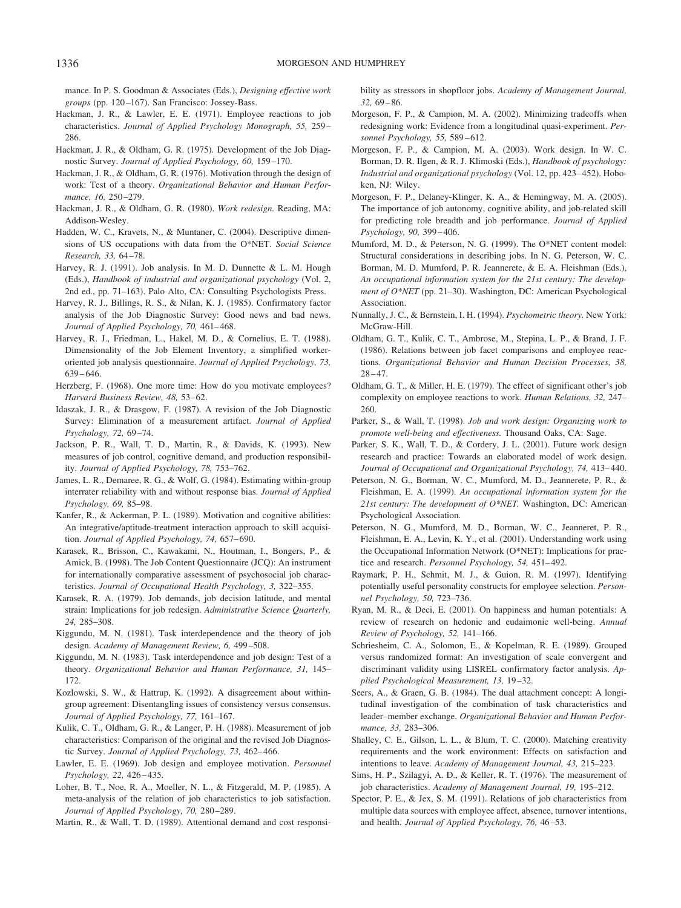mance. In P. S. Goodman & Associates (Eds.), *Designing effective work groups* (pp. 120–167). San Francisco: Jossey-Bass.

Hackman, J. R., & Lawler, E. E. (1971). Employee reactions to job characteristics. *Journal of Applied Psychology Monograph, 55,* 259–286.

Hackman, J. R., & Oldham, G. R. (1975). Development of the Job Diagnostic Survey. *Journal of Applied Psychology, 60,* 159–170.

Hackman, J. R., & Oldham, G. R. (1976). Motivation through the design of work: Test of a theory. *Organizational Behavior and Human Performance, 16,* 250–279.

Hackman, J. R., & Oldham, G. R. (1980). *Work redesign.* Reading, MA: Addison-Wesley.

Hadden, W. C., Kravets, N., & Muntaner, C. (2004). Descriptive dimensions of US occupations with data from the O*NET. *Social Science Research, 33,* 64–78.

Harvey, R. J. (1991). Job analysis. In M. D. Dunnette & L. M. Hough (Eds.), *Handbook of industrial and organizational psychology* (Vol. 2, 2nd ed., pp. 71–163). Palo Alto, CA: Consulting Psychologists Press.

Harvey, R. J., Billings, R. S., & Nilan, K. J. (1985). Confirmatory factor analysis of the Job Diagnostic Survey: Good news and bad news. *Journal of Applied Psychology, 70,* 461–468.

Harvey, R. J., Friedman, L., Hakel, M. D., & Cornelius, E. T. (1988). Dimensionality of the Job Element Inventory, a simplified worker-oriented job analysis questionnaire. *Journal of Applied Psychology, 73,* 639–646.

Herzberg, F. (1968). One more time: How do you motivate employees? *Harvard Business Review, 48,* 53–62.

Idaszak, J. R., & Drasgow, F. (1987). A revision of the Job Diagnostic Survey: Elimination of a measurement artifact. *Journal of Applied Psychology, 72,* 69–74.

Jackson, P. R., Wall, T. D., Martin, R., & Davids, K. (1993). New measures of job control, cognitive demand, and production responsibility. *Journal of Applied Psychology, 78,* 753–762.

James, L. R., Demaree, R. G., & Wolf, G. (1984). Estimating within-group interrater reliability with and without response bias. *Journal of Applied Psychology, 69,* 85–98.

Kanfer, R., & Ackerman, P. L. (1989). Motivation and cognitive abilities: An integrative/aptitude-treatment interaction approach to skill acquisition. *Journal of Applied Psychology, 74,* 657–690.

Karasek, R., Brisson, C., Kawakami, N., Houtman, I., Bongers, P., & Amick, B. (1998). The Job Content Questionnaire (JCQ): An instrument for internationally comparative assessment of psychosocial job characteristics. *Journal of Occupational Health Psychology, 3,* 322–355.

Karasek, R. A. (1979). Job demands, job decision latitude, and mental strain: Implications for job redesign. *Administrative Science Quarterly, 24,* 285–308.

Kiggundu, M. N. (1981). Task interdependence and the theory of job design. *Academy of Management Review, 6,* 499–508.

Kiggundu, M. N. (1983). Task interdependence and job design: Test of a theory. *Organizational Behavior and Human Performance, 31,* 145–172.

Kozlowski, S. W., & Hattrup, K. (1992). A disagreement about within-group agreement: Disentangling issues of consistency versus consensus. *Journal of Applied Psychology, 77,* 161–167.

Kulik, C. T., Oldham, G. R., & Langer, P. H. (1988). Measurement of job characteristics: Comparison of the original and the revised Job Diagnostic Survey. *Journal of Applied Psychology, 73,* 462–466.

Lawler, E. E. (1969). Job design and employee motivation. *Personnel Psychology, 22,* 426–435.

Loher, B. T., Noe, R. A., Moeller, N. L., & Fitzgerald, M. P. (1985). A meta-analysis of the relation of job characteristics to job satisfaction. *Journal of Applied Psychology, 70,* 280–289.

Martin, R., & Wall, T. D. (1989). Attentional demand and cost responsibility as stressors in shopfloor jobs. *Academy of Management Journal, 32,* 69–86.

Morgeson, F. P., & Campion, M. A. (2002). Minimizing tradeoffs when redesigning work: Evidence from a longitudinal quasi-experiment. *Personnel Psychology, 55,* 589–612.

Morgeson, F. P., & Campion, M. A. (2003). Work design. In W. C. Borman, D. R. Ilgen, & R. J. Klimoski (Eds.), *Handbook of psychology: Industrial and organizational psychology* (Vol. 12, pp. 423–452). Hoboken, NJ: Wiley.

Morgeson, F. P., Delaney-Klinger, K. A., & Hemingway, M. A. (2005). The importance of job autonomy, cognitive ability, and job-related skill for predicting role breadth and job performance. *Journal of Applied Psychology, 90,* 399–406.

Mumford, M. D., & Peterson, N. G. (1999). The O*NET content model: Structural considerations in describing jobs. In N. G. Peterson, W. C. Borman, M. D. Mumford, P. R. Jeannerete, & E. A. Fleishman (Eds.), *An occupational information system for the 21st century: The development of O*NET* (pp. 21–30). Washington, DC: American Psychological Association.

Nunnally, J. C., & Bernstein, I. H. (1994). *Psychometric theory.* New York: McGraw-Hill.

Oldham, G. T., Kulik, C. T., Ambrose, M., Stepina, L. P., & Brand, J. F. (1986). Relations between job facet comparisons and employee reactions. *Organizational Behavior and Human Decision Processes, 38,* 28–47.

Oldham, G. T., & Miller, H. E. (1979). The effect of significant other's job complexity on employee reactions to work. *Human Relations, 32,* 247–260.

Parker, S., & Wall, T. (1998). *Job and work design: Organizing work to promote well-being and effectiveness.* Thousand Oaks, CA: Sage.

Parker, S. K., Wall, T. D., & Cordery, J. L. (2001). Future work design research and practice: Towards an elaborated model of work design. *Journal of Occupational and Organizational Psychology, 74,* 413–440.

Peterson, N. G., Borman, W. C., Mumford, M. D., Jeanneret, P. R., & Fleishman, E. A. (1999). *An occupational information system for the 21st century: The development of O*NET.* Washington, DC: American Psychological Association.

Peterson, N. G., Mumford, M. D., Borman, W. C., Jeanneret, P. R., Fleishman, E. A., Levin, K. Y., et al. (2001). Understanding work using the Occupational Information Network (O*NET): Implications for practice and research. *Personnel Psychology, 54,* 451–492.

Raymark, P. H., Schmit, M. J., & Guion, R. M. (1997). Identifying potentially useful personality constructs for employee selection. *Personnel Psychology, 50,* 723–736.

Ryan, M. R., & Deci, E. (2001). On happiness and human potentials: A review of research on hedonic and eudaimonic well-being. *Annual Review of Psychology, 52,* 141–166.

Schriesheim, C. A., Solomon, E., & Kopelman, R. E. (1989). Grouped versus randomized format: An investigation of scale convergent and discriminant validity using LISREL confirmatory factor analysis. *Applied Psychological Measurement, 13,* 19–32.

Seers, A., & Graen, G. B. (1984). The dual attachment concept: A longitudinal investigation of the combination of task characteristics and leader–member exchange. *Organizational Behavior and Human Performance, 33,* 283–306.

Shalley, C. E., Gilson, L. L., & Blum, T. C. (2000). Matching creativity requirements and the work environment: Effects on satisfaction and intentions to leave. *Academy of Management Journal, 43,* 215–223.

Sims, H. P., Szilagyi, A. D., & Keller, R. T. (1976). The measurement of job characteristics. *Academy of Management Journal, 19,* 195–212.

Spector, P. E., & Jex, S. M. (1991). Relations of job characteristics from multiple data sources with employee affect, absence, turnover intentions, and health. *Journal of Applied Psychology, 76,* 46–53.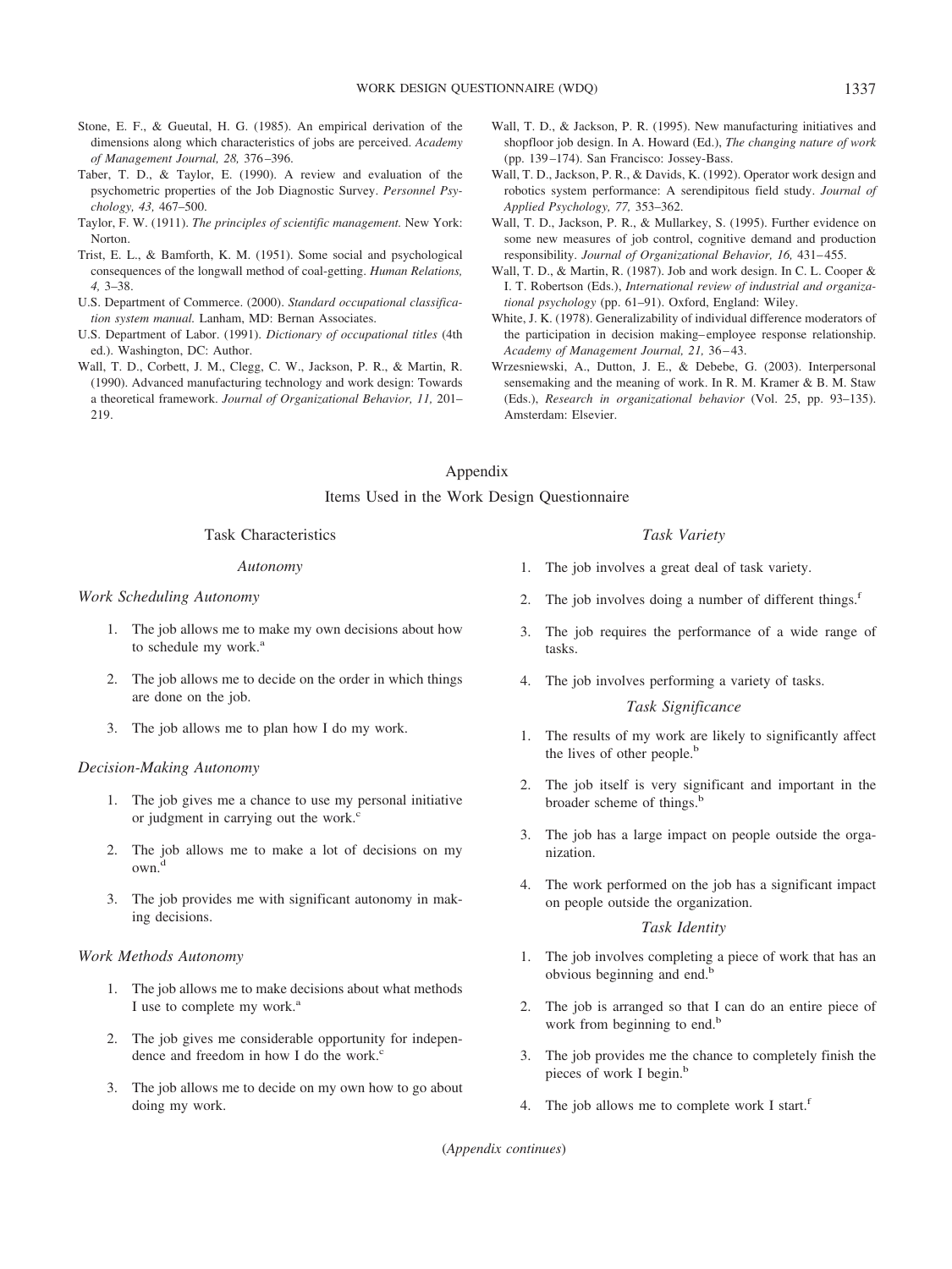Stone, E. F., & Gueutal, H. G. (1985). An empirical derivation of the dimensions along which characteristics of jobs are perceived. *Academy of Management Journal, 28,* 376–396.

Taber, T. D., & Taylor, E. (1990). A review and evaluation of the psychometric properties of the Job Diagnostic Survey. *Personnel Psychology, 43,* 467–500.

Taylor, F. W. (1911). *The principles of scientific management.* New York: Norton.

Trist, E. L., & Bamforth, K. M. (1951). Some social and psychological consequences of the longwall method of coal-getting. *Human Relations, 4,* 3–38.

U.S. Department of Commerce. (2000). *Standard occupational classification system manual.* Lanham, MD: Bernan Associates.

U.S. Department of Labor. (1991). *Dictionary of occupational titles* (4th ed.). Washington, DC: Author.

Wall, T. D., Corbett, J. M., Clegg, C. W., Jackson, P. R., & Martin, R. (1990). Advanced manufacturing technology and work design: Towards a theoretical framework. *Journal of Organizational Behavior, 11,* 201–219.

Wall, T. D., & Jackson, P. R. (1995). New manufacturing initiatives and shopfloor job design. In A. Howard (Ed.), *The changing nature of work* (pp. 139–174). San Francisco: Jossey-Bass.

Wall, T. D., Jackson, P. R., & Davids, K. (1992). Operator work design and robotics system performance: A serendipitous field study. *Journal of Applied Psychology, 77,* 353–362.

Wall, T. D., Jackson, P. R., & Mullarkey, S. (1995). Further evidence on some new measures of job control, cognitive demand and production responsibility. *Journal of Organizational Behavior, 16,* 431–455.

Wall, T. D., & Martin, R. (1987). Job and work design. In C. L. Cooper & I. T. Robertson (Eds.), *International review of industrial and organizational psychology* (pp. 61–91). Oxford, England: Wiley.

White, J. K. (1978). Generalizability of individual difference moderators of the participation in decision making–employee response relationship. *Academy of Management Journal, 21,* 36–43.

Wrzesniewski, A., Dutton, J. E., & Debebe, G. (2003). Interpersonal sensemaking and the meaning of work. In R. M. Kramer & B. M. Staw (Eds.), *Research in organizational behavior* (Vol. 25, pp. 93–135). Amsterdam: Elsevier.

# Appendix

## Items Used in the Work Design Questionnaire

### Task Characteristics

#### *Autonomy*

*Work Scheduling Autonomy*

1. The job allows me to make my own decisions about how to schedule my work.[a]
2. The job allows me to decide on the order in which things are done on the job.
3. The job allows me to plan how I do my work.

*Decision-Making Autonomy*

1. The job gives me a chance to use my personal initiative or judgment in carrying out the work.[c]
2. The job allows me to make a lot of decisions on my own.[d]
3. The job provides me with significant autonomy in making decisions.

*Work Methods Autonomy*

1. The job allows me to make decisions about what methods I use to complete my work.[a]
2. The job gives me considerable opportunity for independence and freedom in how I do the work.[c]
3. The job allows me to decide on my own how to go about doing my work.

#### *Task Variety*

1. The job involves a great deal of task variety.
2. The job involves doing a number of different things.[f]
3. The job requires the performance of a wide range of tasks.
4. The job involves performing a variety of tasks.

#### *Task Significance*

1. The results of my work are likely to significantly affect the lives of other people.[b]
2. The job itself is very significant and important in the broader scheme of things.[b]
3. The job has a large impact on people outside the organization.
4. The work performed on the job has a significant impact on people outside the organization.

#### *Task Identity*

1. The job involves completing a piece of work that has an obvious beginning and end.[b]
2. The job is arranged so that I can do an entire piece of work from beginning to end.[b]
3. The job provides me the chance to completely finish the pieces of work I begin.[b]
4. The job allows me to complete work I start.[f]

(*Appendix continues*)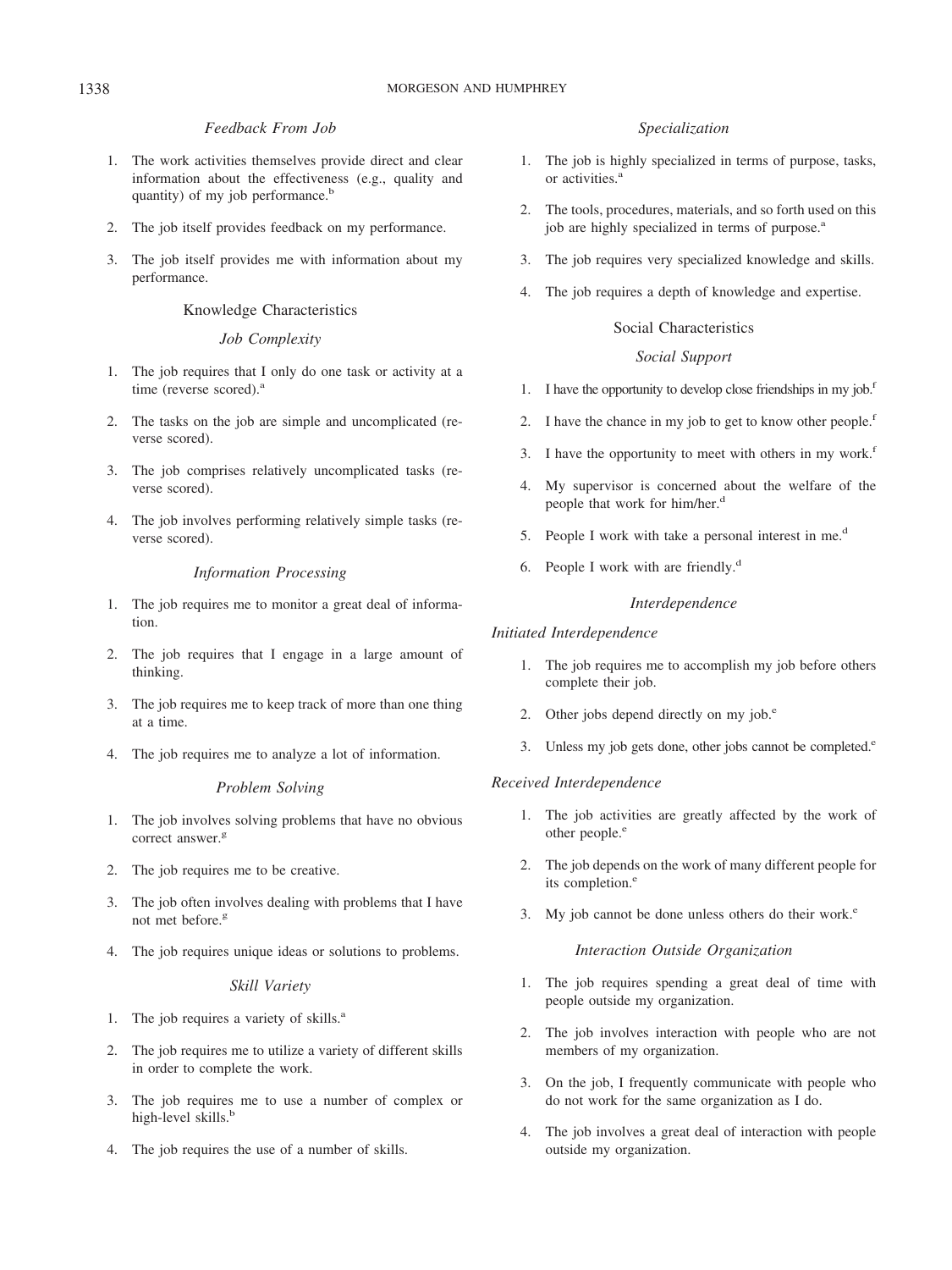### *Feedback From Job*

1. The work activities themselves provide direct and clear information about the effectiveness (e.g., quality and quantity) of my job performance.[b]
2. The job itself provides feedback on my performance.
3. The job itself provides me with information about my performance.

## Knowledge Characteristics

### *Job Complexity*

1. The job requires that I only do one task or activity at a time (reverse scored).[a]
2. The tasks on the job are simple and uncomplicated (reverse scored).
3. The job comprises relatively uncomplicated tasks (reverse scored).
4. The job involves performing relatively simple tasks (reverse scored).

### *Information Processing*

1. The job requires me to monitor a great deal of information.
2. The job requires that I engage in a large amount of thinking.
3. The job requires me to keep track of more than one thing at a time.
4. The job requires me to analyze a lot of information.

### *Problem Solving*

1. The job involves solving problems that have no obvious correct answer.[g]
2. The job requires me to be creative.
3. The job often involves dealing with problems that I have not met before.[g]
4. The job requires unique ideas or solutions to problems.

### *Skill Variety*

1. The job requires a variety of skills.[a]
2. The job requires me to utilize a variety of different skills in order to complete the work.
3. The job requires me to use a number of complex or high-level skills.[b]
4. The job requires the use of a number of skills.

### *Specialization*

1. The job is highly specialized in terms of purpose, tasks, or activities.[a]
2. The tools, procedures, materials, and so forth used on this job are highly specialized in terms of purpose.[a]
3. The job requires very specialized knowledge and skills.
4. The job requires a depth of knowledge and expertise.

## Social Characteristics

### *Social Support*

1. I have the opportunity to develop close friendships in my job.[f]
2. I have the chance in my job to get to know other people.[f]
3. I have the opportunity to meet with others in my work.[f]
4. My supervisor is concerned about the welfare of the people that work for him/her.[d]
5. People I work with take a personal interest in me.[d]
6. People I work with are friendly.[d]

### *Interdependence*

#### *Initiated Interdependence*

1. The job requires me to accomplish my job before others complete their job.
2. Other jobs depend directly on my job.[e]
3. Unless my job gets done, other jobs cannot be completed.[e]

#### *Received Interdependence*

1. The job activities are greatly affected by the work of other people.[e]
2. The job depends on the work of many different people for its completion.[e]
3. My job cannot be done unless others do their work.[e]

### *Interaction Outside Organization*

1. The job requires spending a great deal of time with people outside my organization.
2. The job involves interaction with people who are not members of my organization.
3. On the job, I frequently communicate with people who do not work for the same organization as I do.
4. The job involves a great deal of interaction with people outside my organization.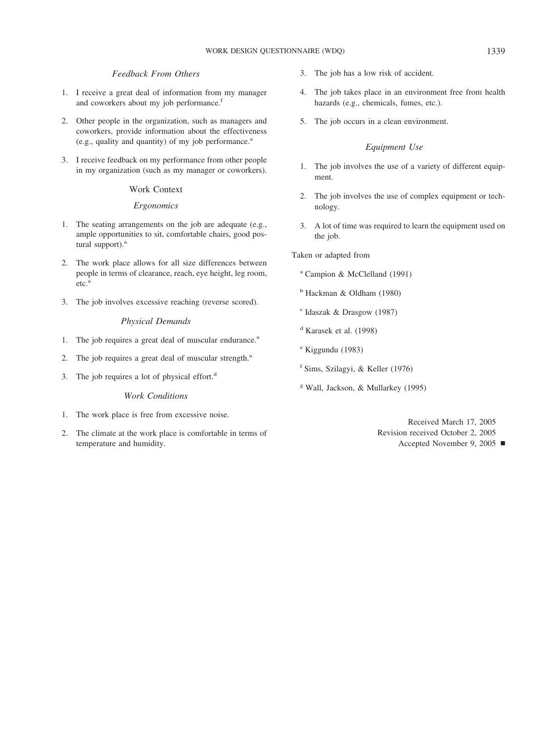### *Feedback From Others*

1. I receive a great deal of information from my manager and coworkers about my job performance.[f]
2. Other people in the organization, such as managers and coworkers, provide information about the effectiveness (e.g., quality and quantity) of my job performance.[a]
3. I receive feedback on my performance from other people in my organization (such as my manager or coworkers).

## Work Context

### *Ergonomics*

1. The seating arrangements on the job are adequate (e.g., ample opportunities to sit, comfortable chairs, good postural support).[a]
2. The work place allows for all size differences between people in terms of clearance, reach, eye height, leg room, etc.[a]
3. The job involves excessive reaching (reverse scored).

### *Physical Demands*

1. The job requires a great deal of muscular endurance.[a]
2. The job requires a great deal of muscular strength.[a]
3. The job requires a lot of physical effort.[d]

### *Work Conditions*

1. The work place is free from excessive noise.
2. The climate at the work place is comfortable in terms of temperature and humidity.
3. The job has a low risk of accident.
4. The job takes place in an environment free from health hazards (e.g., chemicals, fumes, etc.).
5. The job occurs in a clean environment.

### *Equipment Use*

1. The job involves the use of a variety of different equipment.
2. The job involves the use of complex equipment or technology.
3. A lot of time was required to learn the equipment used on the job.

Taken or adapted from

[a] Campion & McClelland (1991)

[b] Hackman & Oldham (1980)

[c] Idaszak & Drasgow (1987)

[d] Karasek et al. (1998)

[e] Kiggundu (1983)

[f] Sims, Szilagyi, & Keller (1976)

[g] Wall, Jackson, & Mullarkey (1995)

Received March 17, 2005
Revision received October 2, 2005
Accepted November 9, 2005 ■